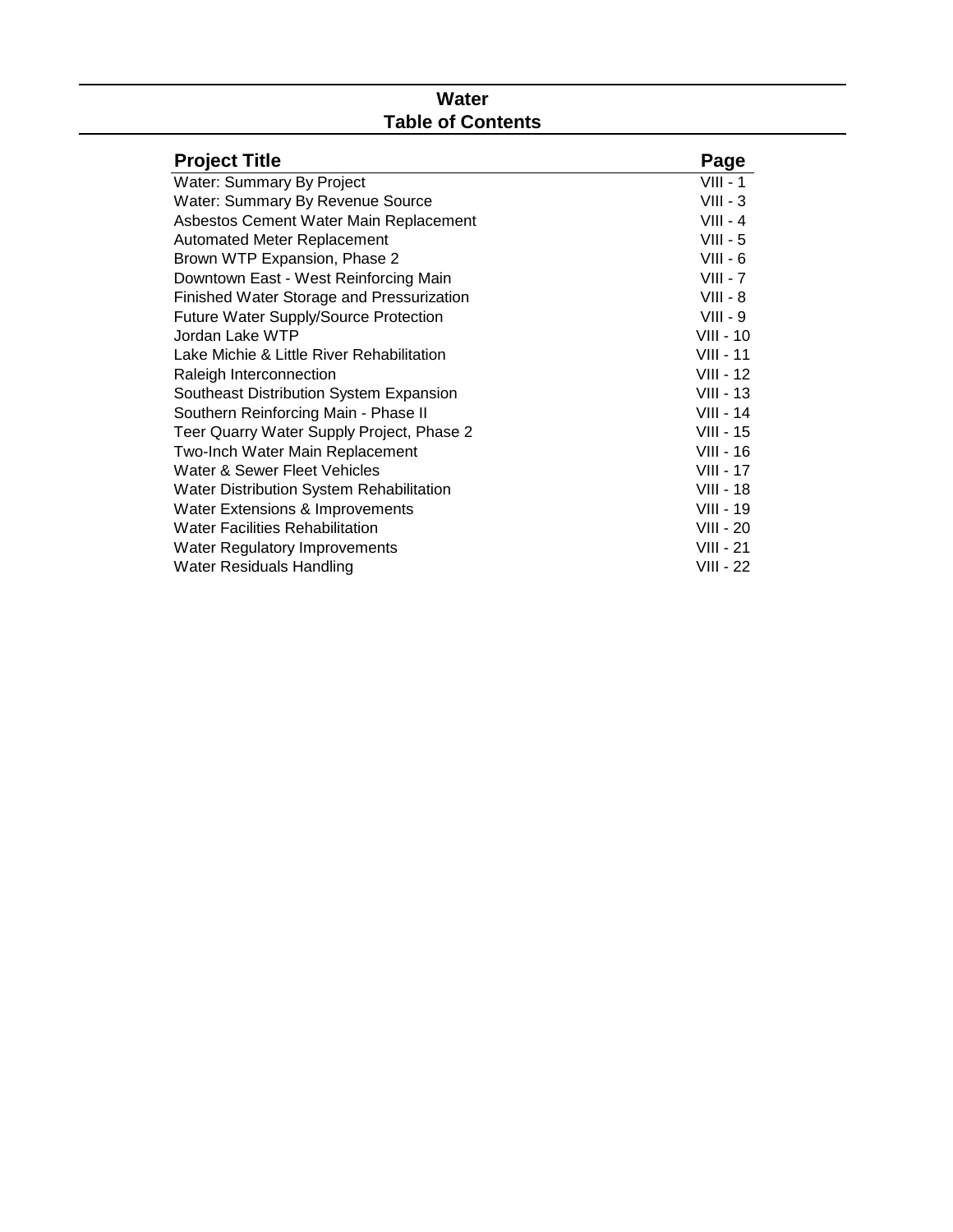# Water
## Table of Contents

| Project Title | Page |
|---|---|
| Water: Summary By Project | VIII - 1 |
| Water: Summary By Revenue Source | VIII - 3 |
| Asbestos Cement Water Main Replacement | VIII - 4 |
| Automated Meter Replacement | VIII - 5 |
| Brown WTP Expansion, Phase 2 | VIII - 6 |
| Downtown East - West Reinforcing Main | VIII - 7 |
| Finished Water Storage and Pressurization | VIII - 8 |
| Future Water Supply/Source Protection | VIII - 9 |
| Jordan Lake WTP | VIII - 10 |
| Lake Michie & Little River Rehabilitation | VIII - 11 |
| Raleigh Interconnection | VIII - 12 |
| Southeast Distribution System Expansion | VIII - 13 |
| Southern Reinforcing Main - Phase II | VIII - 14 |
| Teer Quarry Water Supply Project, Phase 2 | VIII - 15 |
| Two-Inch Water Main Replacement | VIII - 16 |
| Water & Sewer Fleet Vehicles | VIII - 17 |
| Water Distribution System Rehabilitation | VIII - 18 |
| Water Extensions & Improvements | VIII - 19 |
| Water Facilities Rehabilitation | VIII - 20 |
| Water Regulatory Improvements | VIII - 21 |
| Water Residuals Handling | VIII - 22 |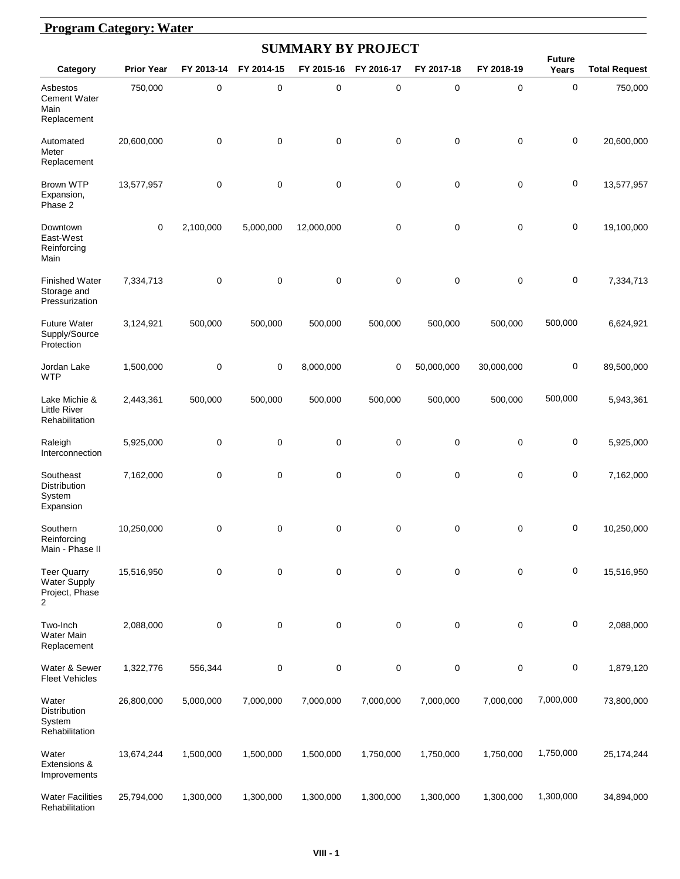## Program Category: Water

### SUMMARY BY PROJECT

| Category | Prior Year | FY 2013-14 | FY 2014-15 | FY 2015-16 | FY 2016-17 | FY 2017-18 | FY 2018-19 | Future Years | Total Request |
|---|---|---|---|---|---|---|---|---|---|
| Asbestos Cement Water Main Replacement | 750,000 | 0 | 0 | 0 | 0 | 0 | 0 | 0 | 750,000 |
| Automated Meter Replacement | 20,600,000 | 0 | 0 | 0 | 0 | 0 | 0 | 0 | 20,600,000 |
| Brown WTP Expansion, Phase 2 | 13,577,957 | 0 | 0 | 0 | 0 | 0 | 0 | 0 | 13,577,957 |
| Downtown East-West Reinforcing Main | 0 | 2,100,000 | 5,000,000 | 12,000,000 | 0 | 0 | 0 | 0 | 19,100,000 |
| Finished Water Storage and Pressurization | 7,334,713 | 0 | 0 | 0 | 0 | 0 | 0 | 0 | 7,334,713 |
| Future Water Supply/Source Protection | 3,124,921 | 500,000 | 500,000 | 500,000 | 500,000 | 500,000 | 500,000 | 500,000 | 6,624,921 |
| Jordan Lake WTP | 1,500,000 | 0 | 0 | 8,000,000 | 0 | 50,000,000 | 30,000,000 | 0 | 89,500,000 |
| Lake Michie & Little River Rehabilitation | 2,443,361 | 500,000 | 500,000 | 500,000 | 500,000 | 500,000 | 500,000 | 500,000 | 5,943,361 |
| Raleigh Interconnection | 5,925,000 | 0 | 0 | 0 | 0 | 0 | 0 | 0 | 5,925,000 |
| Southeast Distribution System Expansion | 7,162,000 | 0 | 0 | 0 | 0 | 0 | 0 | 0 | 7,162,000 |
| Southern Reinforcing Main - Phase II | 10,250,000 | 0 | 0 | 0 | 0 | 0 | 0 | 0 | 10,250,000 |
| Teer Quarry Water Supply Project, Phase 2 | 15,516,950 | 0 | 0 | 0 | 0 | 0 | 0 | 0 | 15,516,950 |
| Two-Inch Water Main Replacement | 2,088,000 | 0 | 0 | 0 | 0 | 0 | 0 | 0 | 2,088,000 |
| Water & Sewer Fleet Vehicles | 1,322,776 | 556,344 | 0 | 0 | 0 | 0 | 0 | 0 | 1,879,120 |
| Water Distribution System Rehabilitation | 26,800,000 | 5,000,000 | 7,000,000 | 7,000,000 | 7,000,000 | 7,000,000 | 7,000,000 | 7,000,000 | 73,800,000 |
| Water Extensions & Improvements | 13,674,244 | 1,500,000 | 1,500,000 | 1,500,000 | 1,750,000 | 1,750,000 | 1,750,000 | 1,750,000 | 25,174,244 |
| Water Facilities Rehabilitation | 25,794,000 | 1,300,000 | 1,300,000 | 1,300,000 | 1,300,000 | 1,300,000 | 1,300,000 | 1,300,000 | 34,894,000 |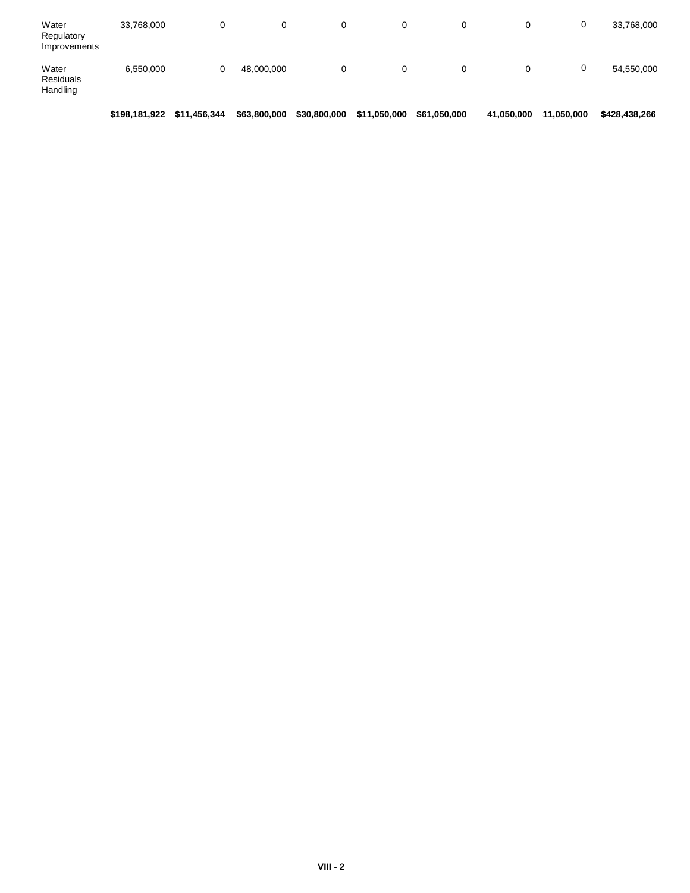| | | | | | | | | | |
|---|---|---|---|---|---|---|---|---|---|
| Water Regulatory Improvements | 33,768,000 | 0 | 0 | 0 | 0 | 0 | 0 | 0 | 33,768,000 |
| Water Residuals Handling | 6,550,000 | 0 | 48,000,000 | 0 | 0 | 0 | 0 | 0 | 54,550,000 |
| | **$198,181,922** | **$11,456,344** | **$63,800,000** | **$30,800,000** | **$11,050,000** | **$61,050,000** | **41,050,000** | **11,050,000** | **$428,438,266** |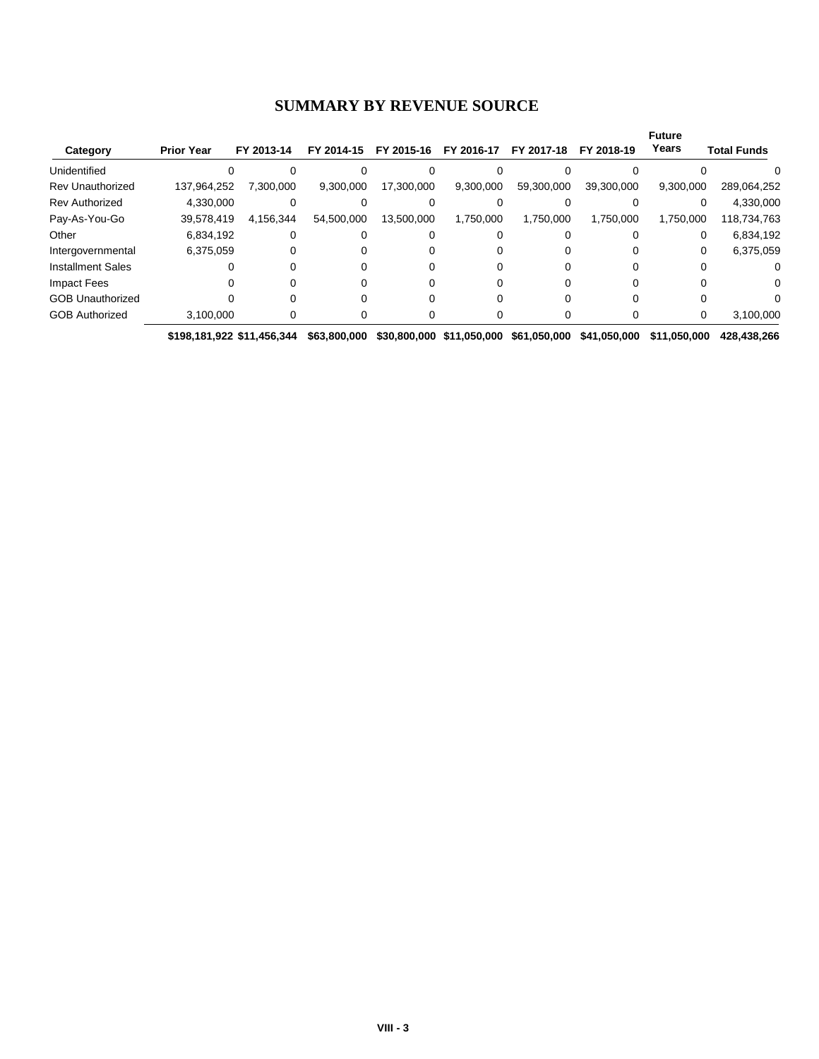# SUMMARY BY REVENUE SOURCE

| Category | Prior Year | FY 2013-14 | FY 2014-15 | FY 2015-16 | FY 2016-17 | FY 2017-18 | FY 2018-19 | Future Years | Total Funds |
|---|---|---|---|---|---|---|---|---|---|
| Unidentified | 0 | 0 | 0 | 0 | 0 | 0 | 0 | 0 | 0 |
| Rev Unauthorized | 137,964,252 | 7,300,000 | 9,300,000 | 17,300,000 | 9,300,000 | 59,300,000 | 39,300,000 | 9,300,000 | 289,064,252 |
| Rev Authorized | 4,330,000 | 0 | 0 | 0 | 0 | 0 | 0 | 0 | 4,330,000 |
| Pay-As-You-Go | 39,578,419 | 4,156,344 | 54,500,000 | 13,500,000 | 1,750,000 | 1,750,000 | 1,750,000 | 1,750,000 | 118,734,763 |
| Other | 6,834,192 | 0 | 0 | 0 | 0 | 0 | 0 | 0 | 6,834,192 |
| Intergovernmental | 6,375,059 | 0 | 0 | 0 | 0 | 0 | 0 | 0 | 6,375,059 |
| Installment Sales | 0 | 0 | 0 | 0 | 0 | 0 | 0 | 0 | 0 |
| Impact Fees | 0 | 0 | 0 | 0 | 0 | 0 | 0 | 0 | 0 |
| GOB Unauthorized | 0 | 0 | 0 | 0 | 0 | 0 | 0 | 0 | 0 |
| GOB Authorized | 3,100,000 | 0 | 0 | 0 | 0 | 0 | 0 | 0 | 3,100,000 |
| | **$198,181,922** | **$11,456,344** | **$63,800,000** | **$30,800,000** | **$11,050,000** | **$61,050,000** | **$41,050,000** | **$11,050,000** | **428,438,266** |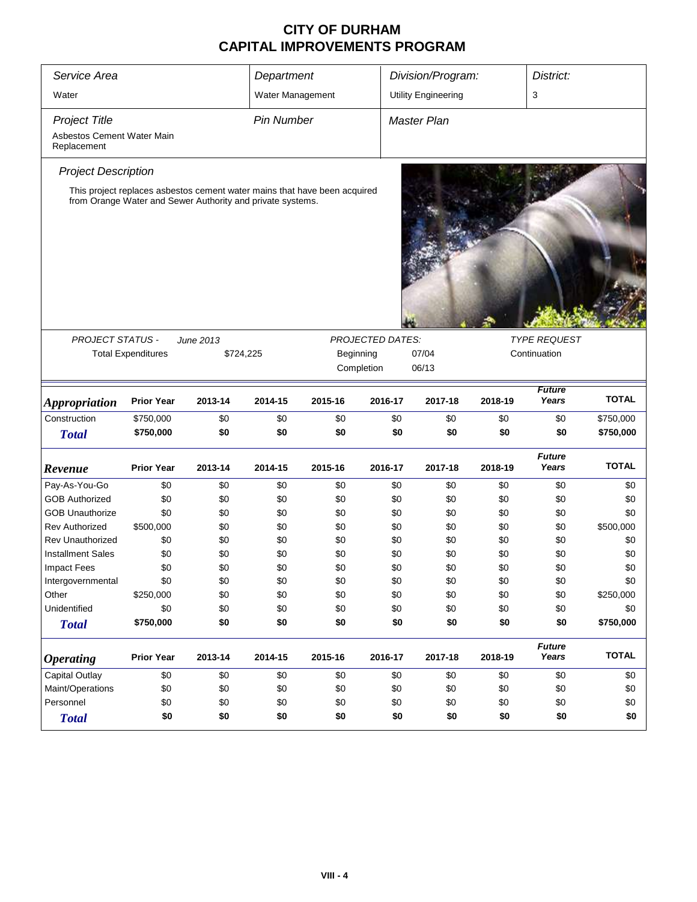# CITY OF DURHAM
# CAPITAL IMPROVEMENTS PROGRAM

| Service Area | Department | Division/Program: | District: |
|---|---|---|---|
| Water | Water Management | Utility Engineering | 3 |

| Project Title | Pin Number | Master Plan |
|---|---|---|
| Asbestos Cement Water Main Replacement | | |

*Project Description*

This project replaces asbestos cement water mains that have been acquired from Orange Water and Sewer Authority and private systems.

| PROJECT STATUS - *June 2013* | | PROJECTED DATES: | | TYPE REQUEST |
|---|---|---|---|---|
| Total Expenditures | $724,225 | Beginning | 07/04 | Continuation |
| | | Completion | 06/13 | |

| *Appropriation* | Prior Year | 2013-14 | 2014-15 | 2015-16 | 2016-17 | 2017-18 | 2018-19 | *Future Years* | TOTAL |
|---|---|---|---|---|---|---|---|---|---|
| Construction | $750,000 | $0 | $0 | $0 | $0 | $0 | $0 | $0 | $750,000 |
| ***Total*** | **$750,000** | **$0** | **$0** | **$0** | **$0** | **$0** | **$0** | **$0** | **$750,000** |

| *Revenue* | Prior Year | 2013-14 | 2014-15 | 2015-16 | 2016-17 | 2017-18 | 2018-19 | *Future Years* | TOTAL |
|---|---|---|---|---|---|---|---|---|---|
| Pay-As-You-Go | $0 | $0 | $0 | $0 | $0 | $0 | $0 | $0 | $0 |
| GOB Authorized | $0 | $0 | $0 | $0 | $0 | $0 | $0 | $0 | $0 |
| GOB Unauthorize | $0 | $0 | $0 | $0 | $0 | $0 | $0 | $0 | $0 |
| Rev Authorized | $500,000 | $0 | $0 | $0 | $0 | $0 | $0 | $0 | $500,000 |
| Rev Unauthorized | $0 | $0 | $0 | $0 | $0 | $0 | $0 | $0 | $0 |
| Installment Sales | $0 | $0 | $0 | $0 | $0 | $0 | $0 | $0 | $0 |
| Impact Fees | $0 | $0 | $0 | $0 | $0 | $0 | $0 | $0 | $0 |
| Intergovernmental | $0 | $0 | $0 | $0 | $0 | $0 | $0 | $0 | $0 |
| Other | $250,000 | $0 | $0 | $0 | $0 | $0 | $0 | $0 | $250,000 |
| Unidentified | $0 | $0 | $0 | $0 | $0 | $0 | $0 | $0 | $0 |
| ***Total*** | **$750,000** | **$0** | **$0** | **$0** | **$0** | **$0** | **$0** | **$0** | **$750,000** |

| *Operating* | Prior Year | 2013-14 | 2014-15 | 2015-16 | 2016-17 | 2017-18 | 2018-19 | *Future Years* | TOTAL |
|---|---|---|---|---|---|---|---|---|---|
| Capital Outlay | $0 | $0 | $0 | $0 | $0 | $0 | $0 | $0 | $0 |
| Maint/Operations | $0 | $0 | $0 | $0 | $0 | $0 | $0 | $0 | $0 |
| Personnel | $0 | $0 | $0 | $0 | $0 | $0 | $0 | $0 | $0 |
| ***Total*** | **$0** | **$0** | **$0** | **$0** | **$0** | **$0** | **$0** | **$0** | **$0** |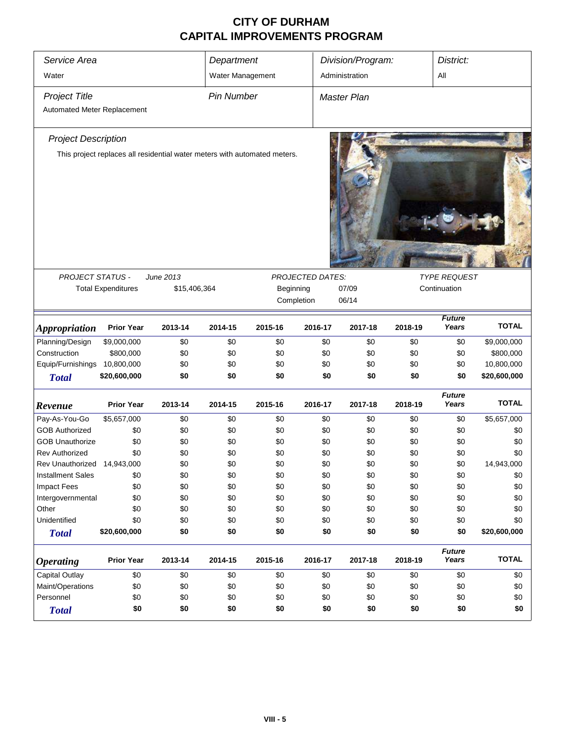# CITY OF DURHAM
# CAPITAL IMPROVEMENTS PROGRAM

| Service Area | Department | Division/Program: | District: |
|---|---|---|---|
| Water | Water Management | Administration | All |

| Project Title | Pin Number | Master Plan |
|---|---|---|
| Automated Meter Replacement | | |

## Project Description

This project replaces all residential water meters with automated meters.

| PROJECT STATUS - | June 2013 | PROJECTED DATES: | | TYPE REQUEST |
|---|---|---|---|---|
| Total Expenditures | $15,406,364 | Beginning | 07/09 | Continuation |
| | | Completion | 06/14 | |

| Appropriation | Prior Year | 2013-14 | 2014-15 | 2015-16 | 2016-17 | 2017-18 | 2018-19 | Future Years | TOTAL |
|---|---|---|---|---|---|---|---|---|---|
| Planning/Design | $9,000,000 | $0 | $0 | $0 | $0 | $0 | $0 | $0 | $9,000,000 |
| Construction | $800,000 | $0 | $0 | $0 | $0 | $0 | $0 | $0 | $800,000 |
| Equip/Furnishings | 10,800,000 | $0 | $0 | $0 | $0 | $0 | $0 | $0 | 10,800,000 |
| **Total** | **$20,600,000** | **$0** | **$0** | **$0** | **$0** | **$0** | **$0** | **$0** | **$20,600,000** |

| Revenue | Prior Year | 2013-14 | 2014-15 | 2015-16 | 2016-17 | 2017-18 | 2018-19 | Future Years | TOTAL |
|---|---|---|---|---|---|---|---|---|---|
| Pay-As-You-Go | $5,657,000 | $0 | $0 | $0 | $0 | $0 | $0 | $0 | $5,657,000 |
| GOB Authorized | $0 | $0 | $0 | $0 | $0 | $0 | $0 | $0 | $0 |
| GOB Unauthorize | $0 | $0 | $0 | $0 | $0 | $0 | $0 | $0 | $0 |
| Rev Authorized | $0 | $0 | $0 | $0 | $0 | $0 | $0 | $0 | $0 |
| Rev Unauthorized | 14,943,000 | $0 | $0 | $0 | $0 | $0 | $0 | $0 | 14,943,000 |
| Installment Sales | $0 | $0 | $0 | $0 | $0 | $0 | $0 | $0 | $0 |
| Impact Fees | $0 | $0 | $0 | $0 | $0 | $0 | $0 | $0 | $0 |
| Intergovernmental | $0 | $0 | $0 | $0 | $0 | $0 | $0 | $0 | $0 |
| Other | $0 | $0 | $0 | $0 | $0 | $0 | $0 | $0 | $0 |
| Unidentified | $0 | $0 | $0 | $0 | $0 | $0 | $0 | $0 | $0 |
| **Total** | **$20,600,000** | **$0** | **$0** | **$0** | **$0** | **$0** | **$0** | **$0** | **$20,600,000** |

| Operating | Prior Year | 2013-14 | 2014-15 | 2015-16 | 2016-17 | 2017-18 | 2018-19 | Future Years | TOTAL |
|---|---|---|---|---|---|---|---|---|---|
| Capital Outlay | $0 | $0 | $0 | $0 | $0 | $0 | $0 | $0 | $0 |
| Maint/Operations | $0 | $0 | $0 | $0 | $0 | $0 | $0 | $0 | $0 |
| Personnel | $0 | $0 | $0 | $0 | $0 | $0 | $0 | $0 | $0 |
| **Total** | **$0** | **$0** | **$0** | **$0** | **$0** | **$0** | **$0** | **$0** | **$0** |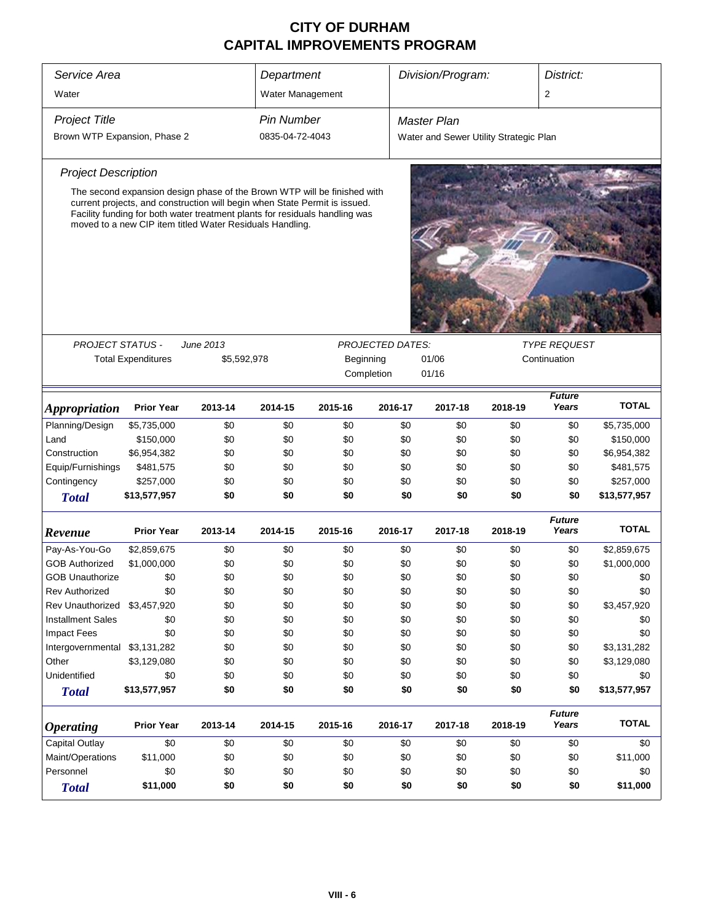# CITY OF DURHAM
## CAPITAL IMPROVEMENTS PROGRAM

| *Service Area* | *Department* | *Division/Program:* | *District:* |
|---|---|---|---|
| Water | Water Management | | 2 |

| *Project Title* | *Pin Number* | *Master Plan* |
|---|---|---|
| Brown WTP Expansion, Phase 2 | 0835-04-72-4043 | Water and Sewer Utility Strategic Plan |

*Project Description*

The second expansion design phase of the Brown WTP will be finished with current projects, and construction will begin when State Permit is issued. Facility funding for both water treatment plants for residuals handling was moved to a new CIP item titled Water Residuals Handling.

| *PROJECT STATUS -* | *June 2013* | *PROJECTED DATES:* | | *TYPE REQUEST* |
|---|---|---|---|---|
| Total Expenditures | $5,592,978 | Beginning | 01/06 | Continuation |
| | | Completion | 01/16 | |

| *Appropriation* | Prior Year | 2013-14 | 2014-15 | 2015-16 | 2016-17 | 2017-18 | 2018-19 | *Future Years* | TOTAL |
|---|---|---|---|---|---|---|---|---|---|
| Planning/Design | $5,735,000 | $0 | $0 | $0 | $0 | $0 | $0 | $0 | $5,735,000 |
| Land | $150,000 | $0 | $0 | $0 | $0 | $0 | $0 | $0 | $150,000 |
| Construction | $6,954,382 | $0 | $0 | $0 | $0 | $0 | $0 | $0 | $6,954,382 |
| Equip/Furnishings | $481,575 | $0 | $0 | $0 | $0 | $0 | $0 | $0 | $481,575 |
| Contingency | $257,000 | $0 | $0 | $0 | $0 | $0 | $0 | $0 | $257,000 |
| **Total** | **$13,577,957** | **$0** | **$0** | **$0** | **$0** | **$0** | **$0** | **$0** | **$13,577,957** |

| *Revenue* | Prior Year | 2013-14 | 2014-15 | 2015-16 | 2016-17 | 2017-18 | 2018-19 | *Future Years* | TOTAL |
|---|---|---|---|---|---|---|---|---|---|
| Pay-As-You-Go | $2,859,675 | $0 | $0 | $0 | $0 | $0 | $0 | $0 | $2,859,675 |
| GOB Authorized | $1,000,000 | $0 | $0 | $0 | $0 | $0 | $0 | $0 | $1,000,000 |
| GOB Unauthorize | $0 | $0 | $0 | $0 | $0 | $0 | $0 | $0 | $0 |
| Rev Authorized | $0 | $0 | $0 | $0 | $0 | $0 | $0 | $0 | $0 |
| Rev Unauthorized | $3,457,920 | $0 | $0 | $0 | $0 | $0 | $0 | $0 | $3,457,920 |
| Installment Sales | $0 | $0 | $0 | $0 | $0 | $0 | $0 | $0 | $0 |
| Impact Fees | $0 | $0 | $0 | $0 | $0 | $0 | $0 | $0 | $0 |
| Intergovernmental | $3,131,282 | $0 | $0 | $0 | $0 | $0 | $0 | $0 | $3,131,282 |
| Other | $3,129,080 | $0 | $0 | $0 | $0 | $0 | $0 | $0 | $3,129,080 |
| Unidentified | $0 | $0 | $0 | $0 | $0 | $0 | $0 | $0 | $0 |
| **Total** | **$13,577,957** | **$0** | **$0** | **$0** | **$0** | **$0** | **$0** | **$0** | **$13,577,957** |

| *Operating* | Prior Year | 2013-14 | 2014-15 | 2015-16 | 2016-17 | 2017-18 | 2018-19 | *Future Years* | TOTAL |
|---|---|---|---|---|---|---|---|---|---|
| Capital Outlay | $0 | $0 | $0 | $0 | $0 | $0 | $0 | $0 | $0 |
| Maint/Operations | $11,000 | $0 | $0 | $0 | $0 | $0 | $0 | $0 | $11,000 |
| Personnel | $0 | $0 | $0 | $0 | $0 | $0 | $0 | $0 | $0 |
| **Total** | **$11,000** | **$0** | **$0** | **$0** | **$0** | **$0** | **$0** | **$0** | **$11,000** |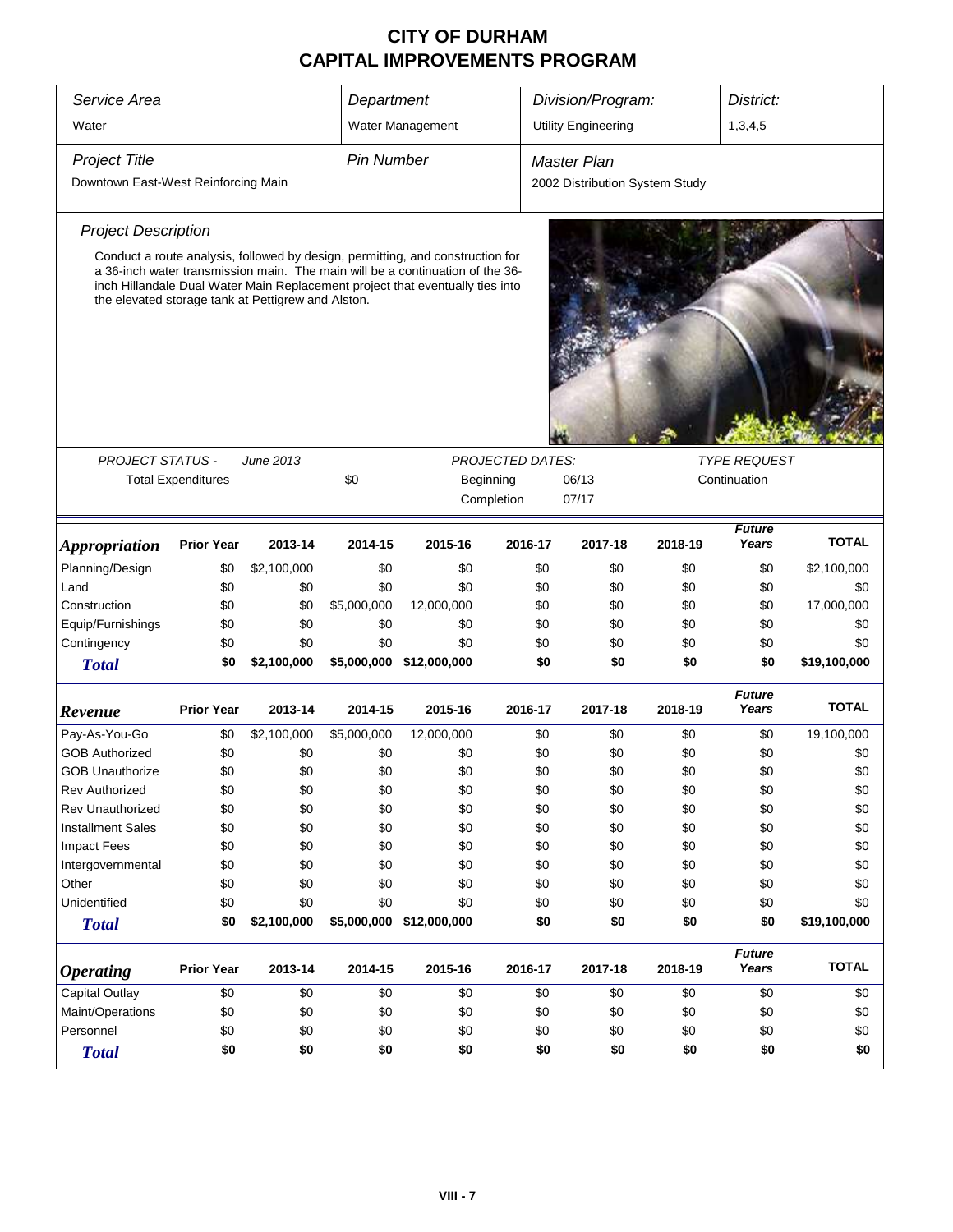# CITY OF DURHAM
# CAPITAL IMPROVEMENTS PROGRAM

| *Service Area* | *Department* | *Division/Program:* | *District:* |
|---|---|---|---|
| Water | Water Management | Utility Engineering | 1,3,4,5 |

| *Project Title* | *Pin Number* | *Master Plan* |
|---|---|---|
| Downtown East-West Reinforcing Main | | 2002 Distribution System Study |

*Project Description*

Conduct a route analysis, followed by design, permitting, and construction for a 36-inch water transmission main. The main will be a continuation of the 36-inch Hillandale Dual Water Main Replacement project that eventually ties into the elevated storage tank at Pettigrew and Alston.

| *PROJECT STATUS -* | *June 2013* | *PROJECTED DATES:* | | *TYPE REQUEST* |
|---|---|---|---|---|
| Total Expenditures | $0 | Beginning | 06/13 | Continuation |
| | | Completion | 07/17 | |

| *Appropriation* | Prior Year | 2013-14 | 2014-15 | 2015-16 | 2016-17 | 2017-18 | 2018-19 | *Future Years* | TOTAL |
|---|---|---|---|---|---|---|---|---|---|
| Planning/Design | $0 | $2,100,000 | $0 | $0 | $0 | $0 | $0 | $0 | $2,100,000 |
| Land | $0 | $0 | $0 | $0 | $0 | $0 | $0 | $0 | $0 |
| Construction | $0 | $0 | $5,000,000 | 12,000,000 | $0 | $0 | $0 | $0 | 17,000,000 |
| Equip/Furnishings | $0 | $0 | $0 | $0 | $0 | $0 | $0 | $0 | $0 |
| Contingency | $0 | $0 | $0 | $0 | $0 | $0 | $0 | $0 | $0 |
| ***Total*** | **$0** | **$2,100,000** | **$5,000,000** | **$12,000,000** | **$0** | **$0** | **$0** | **$0** | **$19,100,000** |

| *Revenue* | Prior Year | 2013-14 | 2014-15 | 2015-16 | 2016-17 | 2017-18 | 2018-19 | *Future Years* | TOTAL |
|---|---|---|---|---|---|---|---|---|---|
| Pay-As-You-Go | $0 | $2,100,000 | $5,000,000 | 12,000,000 | $0 | $0 | $0 | $0 | 19,100,000 |
| GOB Authorized | $0 | $0 | $0 | $0 | $0 | $0 | $0 | $0 | $0 |
| GOB Unauthorize | $0 | $0 | $0 | $0 | $0 | $0 | $0 | $0 | $0 |
| Rev Authorized | $0 | $0 | $0 | $0 | $0 | $0 | $0 | $0 | $0 |
| Rev Unauthorized | $0 | $0 | $0 | $0 | $0 | $0 | $0 | $0 | $0 |
| Installment Sales | $0 | $0 | $0 | $0 | $0 | $0 | $0 | $0 | $0 |
| Impact Fees | $0 | $0 | $0 | $0 | $0 | $0 | $0 | $0 | $0 |
| Intergovernmental | $0 | $0 | $0 | $0 | $0 | $0 | $0 | $0 | $0 |
| Other | $0 | $0 | $0 | $0 | $0 | $0 | $0 | $0 | $0 |
| Unidentified | $0 | $0 | $0 | $0 | $0 | $0 | $0 | $0 | $0 |
| ***Total*** | **$0** | **$2,100,000** | **$5,000,000** | **$12,000,000** | **$0** | **$0** | **$0** | **$0** | **$19,100,000** |

| *Operating* | Prior Year | 2013-14 | 2014-15 | 2015-16 | 2016-17 | 2017-18 | 2018-19 | *Future Years* | TOTAL |
|---|---|---|---|---|---|---|---|---|---|
| Capital Outlay | $0 | $0 | $0 | $0 | $0 | $0 | $0 | $0 | $0 |
| Maint/Operations | $0 | $0 | $0 | $0 | $0 | $0 | $0 | $0 | $0 |
| Personnel | $0 | $0 | $0 | $0 | $0 | $0 | $0 | $0 | $0 |
| ***Total*** | **$0** | **$0** | **$0** | **$0** | **$0** | **$0** | **$0** | **$0** | **$0** |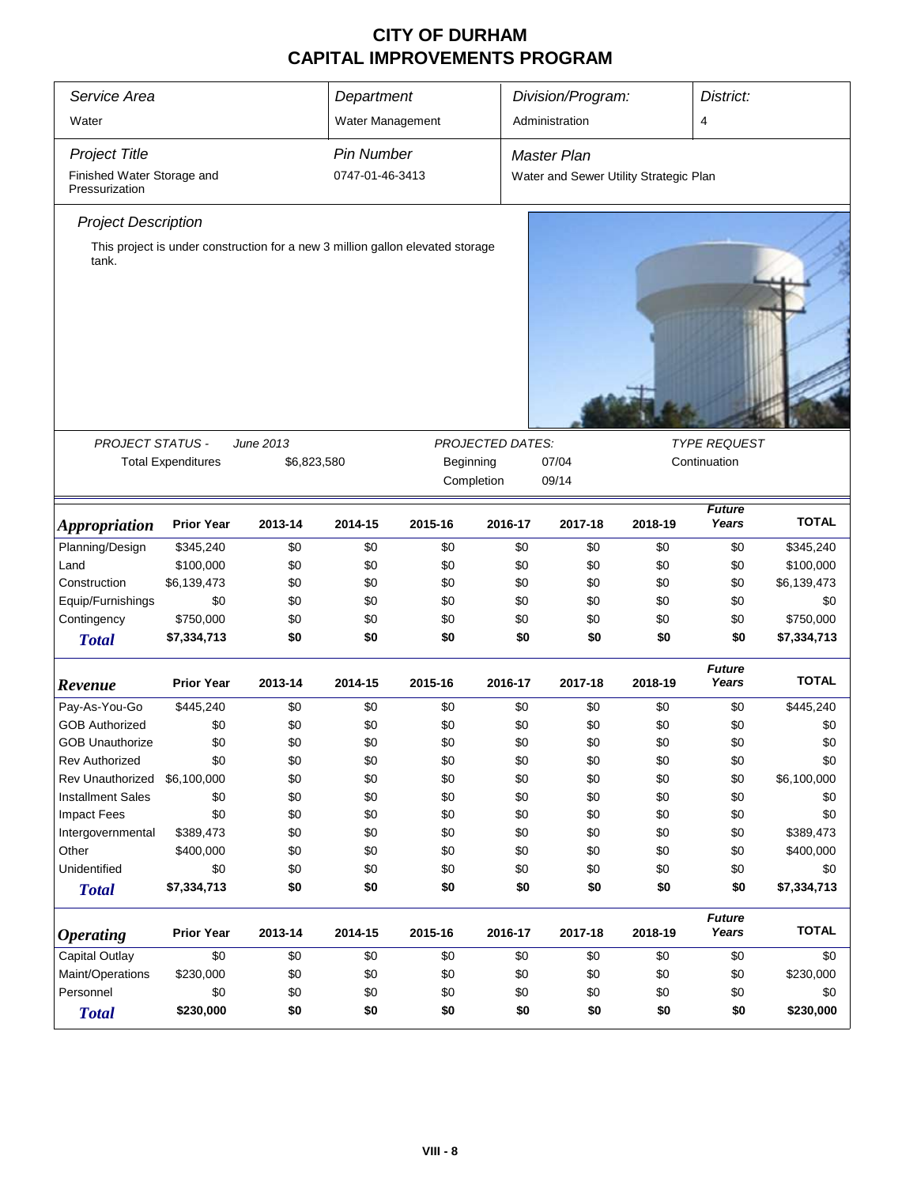# CITY OF DURHAM
# CAPITAL IMPROVEMENTS PROGRAM

| *Service Area* | *Department* | *Division/Program:* | *District:* |
|---|---|---|---|
| Water | Water Management | Administration | 4 |

| *Project Title* | *Pin Number* | *Master Plan* |
|---|---|---|
| Finished Water Storage and Pressurization | 0747-01-46-3413 | Water and Sewer Utility Strategic Plan |

### *Project Description*

This project is under construction for a new 3 million gallon elevated storage tank.

| *PROJECT STATUS -* | *June 2013* | *PROJECTED DATES:* | | *TYPE REQUEST* |
|---|---|---|---|---|
| Total Expenditures | $6,823,580 | Beginning | 07/04 | Continuation |
| | | Completion | 09/14 | |

| *Appropriation* | Prior Year | 2013-14 | 2014-15 | 2015-16 | 2016-17 | 2017-18 | 2018-19 | *Future Years* | TOTAL |
|---|---|---|---|---|---|---|---|---|---|
| Planning/Design | $345,240 | $0 | $0 | $0 | $0 | $0 | $0 | $0 | $345,240 |
| Land | $100,000 | $0 | $0 | $0 | $0 | $0 | $0 | $0 | $100,000 |
| Construction | $6,139,473 | $0 | $0 | $0 | $0 | $0 | $0 | $0 | $6,139,473 |
| Equip/Furnishings | $0 | $0 | $0 | $0 | $0 | $0 | $0 | $0 | $0 |
| Contingency | $750,000 | $0 | $0 | $0 | $0 | $0 | $0 | $0 | $750,000 |
| ***Total*** | **$7,334,713** | **$0** | **$0** | **$0** | **$0** | **$0** | **$0** | **$0** | **$7,334,713** |

| *Revenue* | Prior Year | 2013-14 | 2014-15 | 2015-16 | 2016-17 | 2017-18 | 2018-19 | *Future Years* | TOTAL |
|---|---|---|---|---|---|---|---|---|---|
| Pay-As-You-Go | $445,240 | $0 | $0 | $0 | $0 | $0 | $0 | $0 | $445,240 |
| GOB Authorized | $0 | $0 | $0 | $0 | $0 | $0 | $0 | $0 | $0 |
| GOB Unauthorize | $0 | $0 | $0 | $0 | $0 | $0 | $0 | $0 | $0 |
| Rev Authorized | $0 | $0 | $0 | $0 | $0 | $0 | $0 | $0 | $0 |
| Rev Unauthorized | $6,100,000 | $0 | $0 | $0 | $0 | $0 | $0 | $0 | $6,100,000 |
| Installment Sales | $0 | $0 | $0 | $0 | $0 | $0 | $0 | $0 | $0 |
| Impact Fees | $0 | $0 | $0 | $0 | $0 | $0 | $0 | $0 | $0 |
| Intergovernmental | $389,473 | $0 | $0 | $0 | $0 | $0 | $0 | $0 | $389,473 |
| Other | $400,000 | $0 | $0 | $0 | $0 | $0 | $0 | $0 | $400,000 |
| Unidentified | $0 | $0 | $0 | $0 | $0 | $0 | $0 | $0 | $0 |
| ***Total*** | **$7,334,713** | **$0** | **$0** | **$0** | **$0** | **$0** | **$0** | **$0** | **$7,334,713** |

| *Operating* | Prior Year | 2013-14 | 2014-15 | 2015-16 | 2016-17 | 2017-18 | 2018-19 | *Future Years* | TOTAL |
|---|---|---|---|---|---|---|---|---|---|
| Capital Outlay | $0 | $0 | $0 | $0 | $0 | $0 | $0 | $0 | $0 |
| Maint/Operations | $230,000 | $0 | $0 | $0 | $0 | $0 | $0 | $0 | $230,000 |
| Personnel | $0 | $0 | $0 | $0 | $0 | $0 | $0 | $0 | $0 |
| ***Total*** | **$230,000** | **$0** | **$0** | **$0** | **$0** | **$0** | **$0** | **$0** | **$230,000** |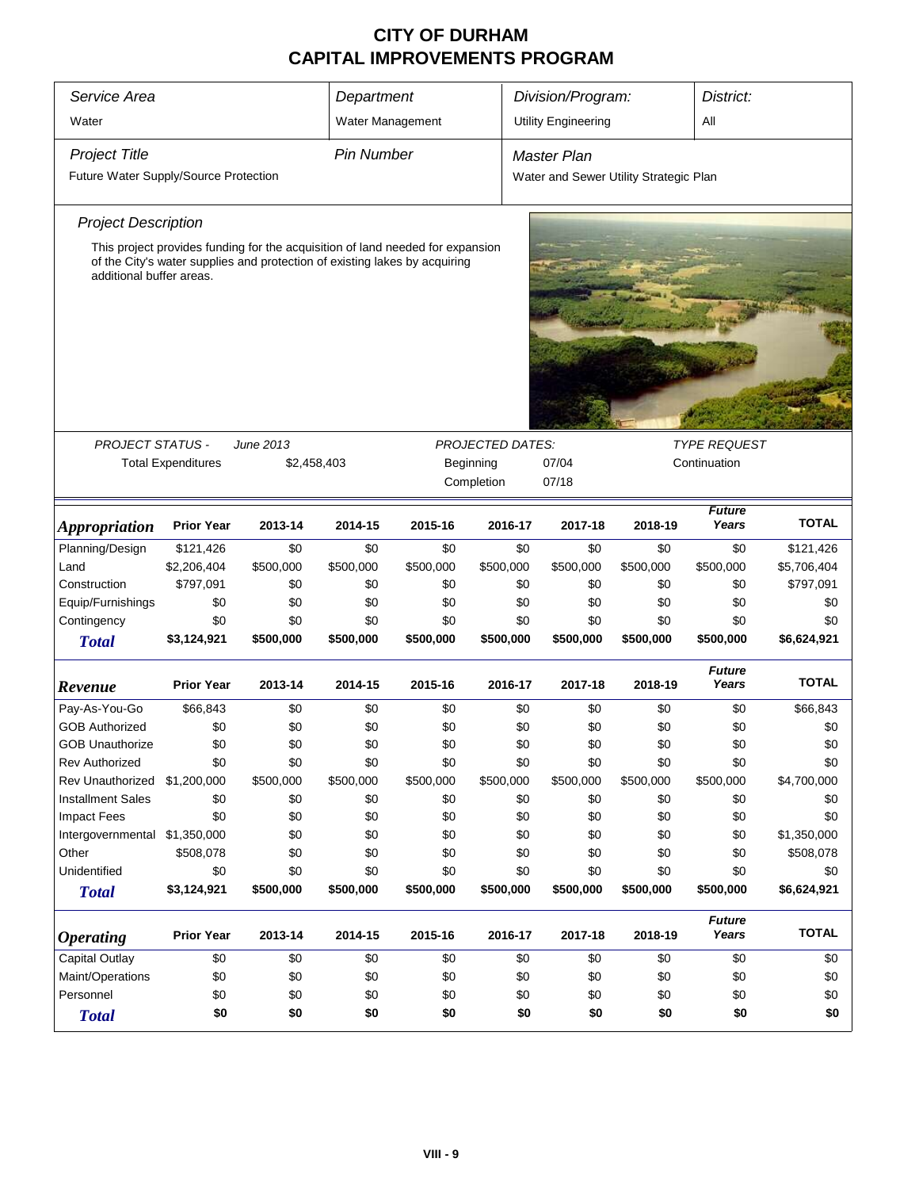# CITY OF DURHAM
## CAPITAL IMPROVEMENTS PROGRAM

| Service Area | Department | Division/Program: | District: |
|---|---|---|---|
| Water | Water Management | Utility Engineering | All |

| Project Title | Pin Number | Master Plan |
|---|---|---|
| Future Water Supply/Source Protection | | Water and Sewer Utility Strategic Plan |

*Project Description*

This project provides funding for the acquisition of land needed for expansion of the City's water supplies and protection of existing lakes by acquiring additional buffer areas.

| PROJECT STATUS - | June 2013 | PROJECTED DATES: | | TYPE REQUEST |
|---|---|---|---|---|
| Total Expenditures | $2,458,403 | Beginning | 07/04 | Continuation |
| | | Completion | 07/18 | |

| *Appropriation* | Prior Year | 2013-14 | 2014-15 | 2015-16 | 2016-17 | 2017-18 | 2018-19 | *Future Years* | TOTAL |
|---|---|---|---|---|---|---|---|---|---|
| Planning/Design | $121,426 | $0 | $0 | $0 | $0 | $0 | $0 | $0 | $121,426 |
| Land | $2,206,404 | $500,000 | $500,000 | $500,000 | $500,000 | $500,000 | $500,000 | $500,000 | $5,706,404 |
| Construction | $797,091 | $0 | $0 | $0 | $0 | $0 | $0 | $0 | $797,091 |
| Equip/Furnishings | $0 | $0 | $0 | $0 | $0 | $0 | $0 | $0 | $0 |
| Contingency | $0 | $0 | $0 | $0 | $0 | $0 | $0 | $0 | $0 |
| **Total** | **$3,124,921** | **$500,000** | **$500,000** | **$500,000** | **$500,000** | **$500,000** | **$500,000** | **$500,000** | **$6,624,921** |

| *Revenue* | Prior Year | 2013-14 | 2014-15 | 2015-16 | 2016-17 | 2017-18 | 2018-19 | *Future Years* | TOTAL |
|---|---|---|---|---|---|---|---|---|---|
| Pay-As-You-Go | $66,843 | $0 | $0 | $0 | $0 | $0 | $0 | $0 | $66,843 |
| GOB Authorized | $0 | $0 | $0 | $0 | $0 | $0 | $0 | $0 | $0 |
| GOB Unauthorize | $0 | $0 | $0 | $0 | $0 | $0 | $0 | $0 | $0 |
| Rev Authorized | $0 | $0 | $0 | $0 | $0 | $0 | $0 | $0 | $0 |
| Rev Unauthorized | $1,200,000 | $500,000 | $500,000 | $500,000 | $500,000 | $500,000 | $500,000 | $500,000 | $4,700,000 |
| Installment Sales | $0 | $0 | $0 | $0 | $0 | $0 | $0 | $0 | $0 |
| Impact Fees | $0 | $0 | $0 | $0 | $0 | $0 | $0 | $0 | $0 |
| Intergovernmental | $1,350,000 | $0 | $0 | $0 | $0 | $0 | $0 | $0 | $1,350,000 |
| Other | $508,078 | $0 | $0 | $0 | $0 | $0 | $0 | $0 | $508,078 |
| Unidentified | $0 | $0 | $0 | $0 | $0 | $0 | $0 | $0 | $0 |
| **Total** | **$3,124,921** | **$500,000** | **$500,000** | **$500,000** | **$500,000** | **$500,000** | **$500,000** | **$500,000** | **$6,624,921** |

| *Operating* | Prior Year | 2013-14 | 2014-15 | 2015-16 | 2016-17 | 2017-18 | 2018-19 | *Future Years* | TOTAL |
|---|---|---|---|---|---|---|---|---|---|
| Capital Outlay | $0 | $0 | $0 | $0 | $0 | $0 | $0 | $0 | $0 |
| Maint/Operations | $0 | $0 | $0 | $0 | $0 | $0 | $0 | $0 | $0 |
| Personnel | $0 | $0 | $0 | $0 | $0 | $0 | $0 | $0 | $0 |
| **Total** | **$0** | **$0** | **$0** | **$0** | **$0** | **$0** | **$0** | **$0** | **$0** |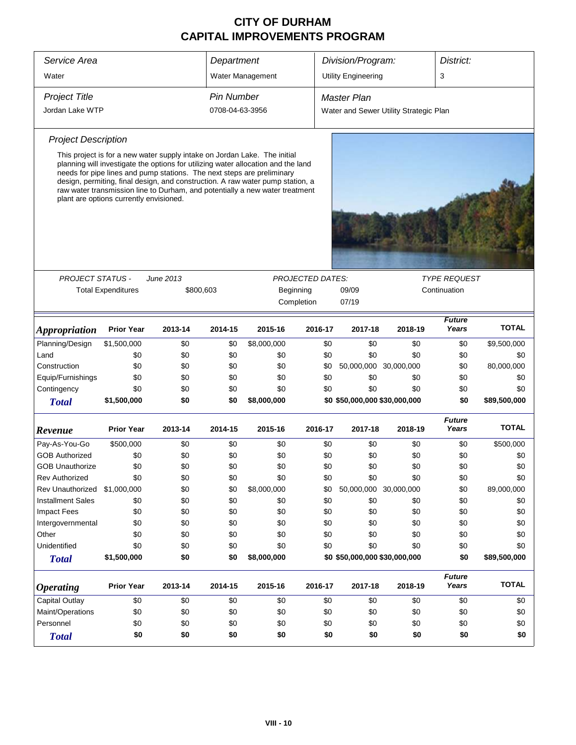# CITY OF DURHAM
# CAPITAL IMPROVEMENTS PROGRAM

| *Service Area* | *Department* | *Division/Program:* | *District:* |
|---|---|---|---|
| Water | Water Management | Utility Engineering | 3 |

| *Project Title* | *Pin Number* | *Master Plan* |
|---|---|---|
| Jordan Lake WTP | 0708-04-63-3956 | Water and Sewer Utility Strategic Plan |

*Project Description*

This project is for a new water supply intake on Jordan Lake. The initial planning will investigate the options for utilizing water allocation and the land needs for pipe lines and pump stations. The next steps are preliminary design, permiting, final design, and construction. A raw water pump station, a raw water transmission line to Durham, and potentially a new water treatment plant are options currently envisioned.

| *PROJECT STATUS -* | *June 2013* | *PROJECTED DATES:* | | *TYPE REQUEST* |
|---|---|---|---|---|
| Total Expenditures | $800,603 | Beginning | 09/09 | Continuation |
| | | Completion | 07/19 | |

| *Appropriation* | Prior Year | 2013-14 | 2014-15 | 2015-16 | 2016-17 | 2017-18 | 2018-19 | *Future Years* | TOTAL |
|---|---|---|---|---|---|---|---|---|---|
| Planning/Design | $1,500,000 | $0 | $0 | $8,000,000 | $0 | $0 | $0 | $0 | $9,500,000 |
| Land | $0 | $0 | $0 | $0 | $0 | $0 | $0 | $0 | $0 |
| Construction | $0 | $0 | $0 | $0 | $0 | 50,000,000 | 30,000,000 | $0 | 80,000,000 |
| Equip/Furnishings | $0 | $0 | $0 | $0 | $0 | $0 | $0 | $0 | $0 |
| Contingency | $0 | $0 | $0 | $0 | $0 | $0 | $0 | $0 | $0 |
| ***Total*** | **$1,500,000** | **$0** | **$0** | **$8,000,000** | **$0** | **$50,000,000** | **$30,000,000** | **$0** | **$89,500,000** |

| *Revenue* | Prior Year | 2013-14 | 2014-15 | 2015-16 | 2016-17 | 2017-18 | 2018-19 | *Future Years* | TOTAL |
|---|---|---|---|---|---|---|---|---|---|
| Pay-As-You-Go | $500,000 | $0 | $0 | $0 | $0 | $0 | $0 | $0 | $500,000 |
| GOB Authorized | $0 | $0 | $0 | $0 | $0 | $0 | $0 | $0 | $0 |
| GOB Unauthorize | $0 | $0 | $0 | $0 | $0 | $0 | $0 | $0 | $0 |
| Rev Authorized | $0 | $0 | $0 | $0 | $0 | $0 | $0 | $0 | $0 |
| Rev Unauthorized | $1,000,000 | $0 | $0 | $8,000,000 | $0 | 50,000,000 | 30,000,000 | $0 | 89,000,000 |
| Installment Sales | $0 | $0 | $0 | $0 | $0 | $0 | $0 | $0 | $0 |
| Impact Fees | $0 | $0 | $0 | $0 | $0 | $0 | $0 | $0 | $0 |
| Intergovernmental | $0 | $0 | $0 | $0 | $0 | $0 | $0 | $0 | $0 |
| Other | $0 | $0 | $0 | $0 | $0 | $0 | $0 | $0 | $0 |
| Unidentified | $0 | $0 | $0 | $0 | $0 | $0 | $0 | $0 | $0 |
| ***Total*** | **$1,500,000** | **$0** | **$0** | **$8,000,000** | **$0** | **$50,000,000** | **$30,000,000** | **$0** | **$89,500,000** |

| *Operating* | Prior Year | 2013-14 | 2014-15 | 2015-16 | 2016-17 | 2017-18 | 2018-19 | *Future Years* | TOTAL |
|---|---|---|---|---|---|---|---|---|---|
| Capital Outlay | $0 | $0 | $0 | $0 | $0 | $0 | $0 | $0 | $0 |
| Maint/Operations | $0 | $0 | $0 | $0 | $0 | $0 | $0 | $0 | $0 |
| Personnel | $0 | $0 | $0 | $0 | $0 | $0 | $0 | $0 | $0 |
| ***Total*** | **$0** | **$0** | **$0** | **$0** | **$0** | **$0** | **$0** | **$0** | **$0** |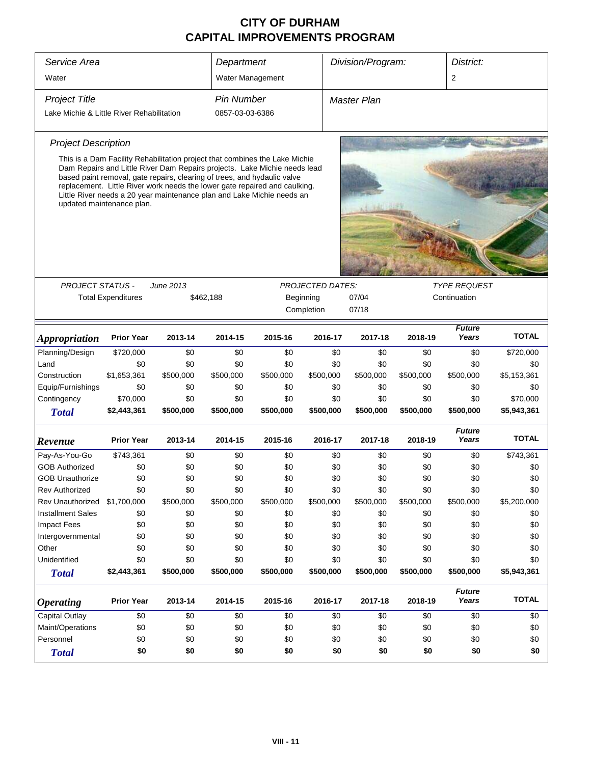# CITY OF DURHAM
## CAPITAL IMPROVEMENTS PROGRAM

| *Service Area* | *Department* | *Division/Program:* | *District:* |
|---|---|---|---|
| Water | Water Management | | 2 |

| *Project Title* | *Pin Number* | *Master Plan* |
|---|---|---|
| Lake Michie & Little River Rehabilitation | 0857-03-03-6386 | |

### *Project Description*

This is a Dam Facility Rehabilitation project that combines the Lake Michie Dam Repairs and Little River Dam Repairs projects. Lake Michie needs lead based paint removal, gate repairs, clearing of trees, and hydaulic valve replacement. Little River work needs the lower gate repaired and caulking. Little River needs a 20 year maintenance plan and Lake Michie needs an updated maintenance plan.

| *PROJECT STATUS -* | *June 2013* | *PROJECTED DATES:* | | *TYPE REQUEST* |
|---|---|---|---|---|
| Total Expenditures | $462,188 | Beginning | 07/04 | Continuation |
| | | Completion | 07/18 | |

| *Appropriation* | Prior Year | 2013-14 | 2014-15 | 2015-16 | 2016-17 | 2017-18 | 2018-19 | *Future Years* | TOTAL |
|---|---|---|---|---|---|---|---|---|---|
| Planning/Design | $720,000 | $0 | $0 | $0 | $0 | $0 | $0 | $0 | $720,000 |
| Land | $0 | $0 | $0 | $0 | $0 | $0 | $0 | $0 | $0 |
| Construction | $1,653,361 | $500,000 | $500,000 | $500,000 | $500,000 | $500,000 | $500,000 | $500,000 | $5,153,361 |
| Equip/Furnishings | $0 | $0 | $0 | $0 | $0 | $0 | $0 | $0 | $0 |
| Contingency | $70,000 | $0 | $0 | $0 | $0 | $0 | $0 | $0 | $70,000 |
| ***Total*** | **$2,443,361** | **$500,000** | **$500,000** | **$500,000** | **$500,000** | **$500,000** | **$500,000** | **$500,000** | **$5,943,361** |

| *Revenue* | Prior Year | 2013-14 | 2014-15 | 2015-16 | 2016-17 | 2017-18 | 2018-19 | *Future Years* | TOTAL |
|---|---|---|---|---|---|---|---|---|---|
| Pay-As-You-Go | $743,361 | $0 | $0 | $0 | $0 | $0 | $0 | $0 | $743,361 |
| GOB Authorized | $0 | $0 | $0 | $0 | $0 | $0 | $0 | $0 | $0 |
| GOB Unauthorize | $0 | $0 | $0 | $0 | $0 | $0 | $0 | $0 | $0 |
| Rev Authorized | $0 | $0 | $0 | $0 | $0 | $0 | $0 | $0 | $0 |
| Rev Unauthorized | $1,700,000 | $500,000 | $500,000 | $500,000 | $500,000 | $500,000 | $500,000 | $500,000 | $5,200,000 |
| Installment Sales | $0 | $0 | $0 | $0 | $0 | $0 | $0 | $0 | $0 |
| Impact Fees | $0 | $0 | $0 | $0 | $0 | $0 | $0 | $0 | $0 |
| Intergovernmental | $0 | $0 | $0 | $0 | $0 | $0 | $0 | $0 | $0 |
| Other | $0 | $0 | $0 | $0 | $0 | $0 | $0 | $0 | $0 |
| Unidentified | $0 | $0 | $0 | $0 | $0 | $0 | $0 | $0 | $0 |
| ***Total*** | **$2,443,361** | **$500,000** | **$500,000** | **$500,000** | **$500,000** | **$500,000** | **$500,000** | **$500,000** | **$5,943,361** |

| *Operating* | Prior Year | 2013-14 | 2014-15 | 2015-16 | 2016-17 | 2017-18 | 2018-19 | *Future Years* | TOTAL |
|---|---|---|---|---|---|---|---|---|---|
| Capital Outlay | $0 | $0 | $0 | $0 | $0 | $0 | $0 | $0 | $0 |
| Maint/Operations | $0 | $0 | $0 | $0 | $0 | $0 | $0 | $0 | $0 |
| Personnel | $0 | $0 | $0 | $0 | $0 | $0 | $0 | $0 | $0 |
| ***Total*** | **$0** | **$0** | **$0** | **$0** | **$0** | **$0** | **$0** | **$0** | **$0** |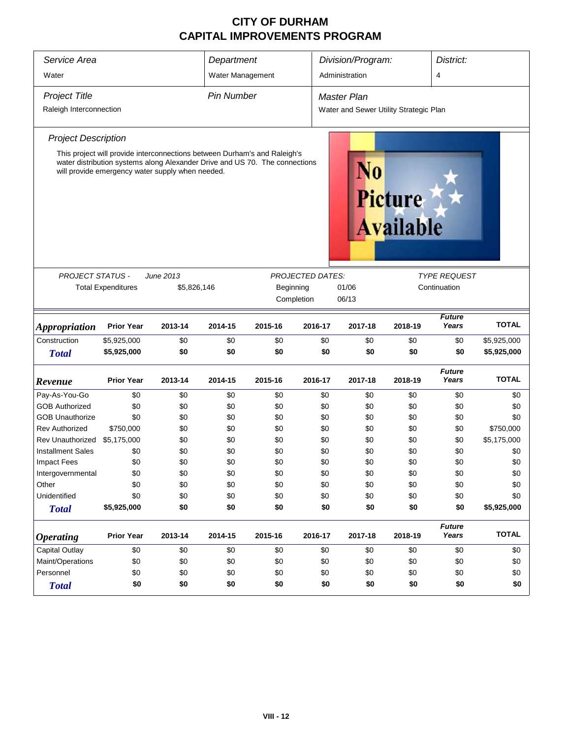# CITY OF DURHAM
# CAPITAL IMPROVEMENTS PROGRAM

| *Service Area* | *Department* | *Division/Program:* | *District:* |
|---|---|---|---|
| Water | Water Management | Administration | 4 |

| *Project Title* | *Pin Number* | *Master Plan* |
|---|---|---|
| Raleigh Interconnection | | Water and Sewer Utility Strategic Plan |

### *Project Description*

This project will provide interconnections between Durham's and Raleigh's water distribution systems along Alexander Drive and US 70. The connections will provide emergency water supply when needed.

No Picture Available

| *PROJECT STATUS -* | *June 2013* | *PROJECTED DATES:* | | *TYPE REQUEST* |
|---|---|---|---|---|
| Total Expenditures | $5,826,146 | Beginning | 01/06 | Continuation |
| | | Completion | 06/13 | |

| ***Appropriation*** | **Prior Year** | **2013-14** | **2014-15** | **2015-16** | **2016-17** | **2017-18** | **2018-19** | ***Future Years*** | **TOTAL** |
|---|---|---|---|---|---|---|---|---|---|
| Construction | $5,925,000 | $0 | $0 | $0 | $0 | $0 | $0 | $0 | $5,925,000 |
| ***Total*** | **$5,925,000** | **$0** | **$0** | **$0** | **$0** | **$0** | **$0** | **$0** | **$5,925,000** |

| ***Revenue*** | **Prior Year** | **2013-14** | **2014-15** | **2015-16** | **2016-17** | **2017-18** | **2018-19** | ***Future Years*** | **TOTAL** |
|---|---|---|---|---|---|---|---|---|---|
| Pay-As-You-Go | $0 | $0 | $0 | $0 | $0 | $0 | $0 | $0 | $0 |
| GOB Authorized | $0 | $0 | $0 | $0 | $0 | $0 | $0 | $0 | $0 |
| GOB Unauthorize | $0 | $0 | $0 | $0 | $0 | $0 | $0 | $0 | $0 |
| Rev Authorized | $750,000 | $0 | $0 | $0 | $0 | $0 | $0 | $0 | $750,000 |
| Rev Unauthorized | $5,175,000 | $0 | $0 | $0 | $0 | $0 | $0 | $0 | $5,175,000 |
| Installment Sales | $0 | $0 | $0 | $0 | $0 | $0 | $0 | $0 | $0 |
| Impact Fees | $0 | $0 | $0 | $0 | $0 | $0 | $0 | $0 | $0 |
| Intergovernmental | $0 | $0 | $0 | $0 | $0 | $0 | $0 | $0 | $0 |
| Other | $0 | $0 | $0 | $0 | $0 | $0 | $0 | $0 | $0 |
| Unidentified | $0 | $0 | $0 | $0 | $0 | $0 | $0 | $0 | $0 |
| ***Total*** | **$5,925,000** | **$0** | **$0** | **$0** | **$0** | **$0** | **$0** | **$0** | **$5,925,000** |

| ***Operating*** | **Prior Year** | **2013-14** | **2014-15** | **2015-16** | **2016-17** | **2017-18** | **2018-19** | ***Future Years*** | **TOTAL** |
|---|---|---|---|---|---|---|---|---|---|
| Capital Outlay | $0 | $0 | $0 | $0 | $0 | $0 | $0 | $0 | $0 |
| Maint/Operations | $0 | $0 | $0 | $0 | $0 | $0 | $0 | $0 | $0 |
| Personnel | $0 | $0 | $0 | $0 | $0 | $0 | $0 | $0 | $0 |
| ***Total*** | **$0** | **$0** | **$0** | **$0** | **$0** | **$0** | **$0** | **$0** | **$0** |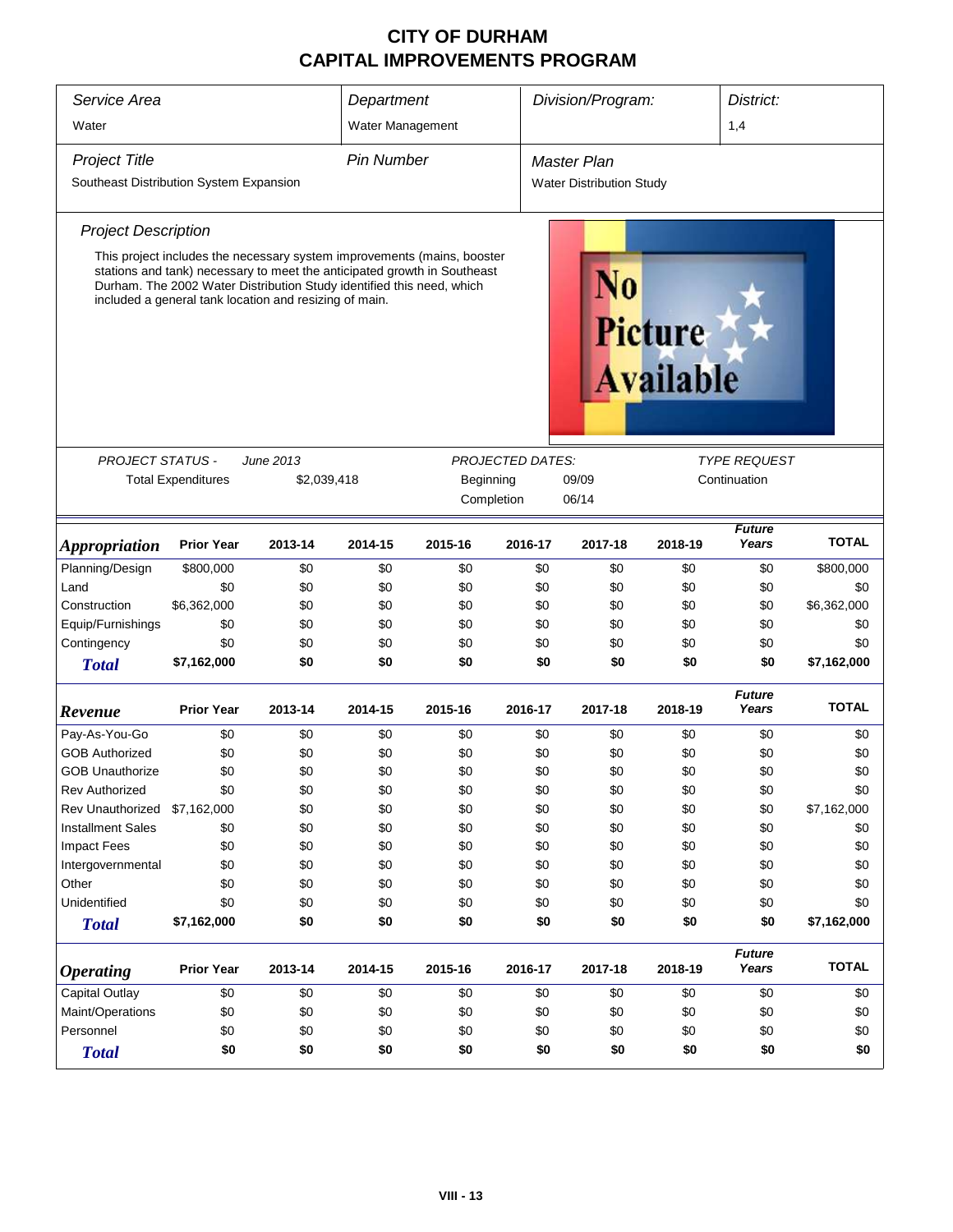# CITY OF DURHAM
# CAPITAL IMPROVEMENTS PROGRAM

| *Service Area* | *Department* | *Division/Program:* | *District:* |
|---|---|---|---|
| Water | Water Management | | 1,4 |

| *Project Title* | *Pin Number* | *Master Plan* |
|---|---|---|
| Southeast Distribution System Expansion | | Water Distribution Study |

*Project Description*

This project includes the necessary system improvements (mains, booster stations and tank) necessary to meet the anticipated growth in Southeast Durham. The 2002 Water Distribution Study identified this need, which included a general tank location and resizing of main.

No Picture Available

| *PROJECT STATUS -* | *June 2013* | *PROJECTED DATES:* | | *TYPE REQUEST* |
|---|---|---|---|---|
| Total Expenditures | $2,039,418 | Beginning | 09/09 | Continuation |
| | | Completion | 06/14 | |

| ***Appropriation*** | **Prior Year** | **2013-14** | **2014-15** | **2015-16** | **2016-17** | **2017-18** | **2018-19** | ***Future Years*** | **TOTAL** |
|---|---|---|---|---|---|---|---|---|---|
| Planning/Design | $800,000 | $0 | $0 | $0 | $0 | $0 | $0 | $0 | $800,000 |
| Land | $0 | $0 | $0 | $0 | $0 | $0 | $0 | $0 | $0 |
| Construction | $6,362,000 | $0 | $0 | $0 | $0 | $0 | $0 | $0 | $6,362,000 |
| Equip/Furnishings | $0 | $0 | $0 | $0 | $0 | $0 | $0 | $0 | $0 |
| Contingency | $0 | $0 | $0 | $0 | $0 | $0 | $0 | $0 | $0 |
| ***Total*** | **$7,162,000** | **$0** | **$0** | **$0** | **$0** | **$0** | **$0** | **$0** | **$7,162,000** |

| ***Revenue*** | **Prior Year** | **2013-14** | **2014-15** | **2015-16** | **2016-17** | **2017-18** | **2018-19** | ***Future Years*** | **TOTAL** |
|---|---|---|---|---|---|---|---|---|---|
| Pay-As-You-Go | $0 | $0 | $0 | $0 | $0 | $0 | $0 | $0 | $0 |
| GOB Authorized | $0 | $0 | $0 | $0 | $0 | $0 | $0 | $0 | $0 |
| GOB Unauthorize | $0 | $0 | $0 | $0 | $0 | $0 | $0 | $0 | $0 |
| Rev Authorized | $0 | $0 | $0 | $0 | $0 | $0 | $0 | $0 | $0 |
| Rev Unauthorized | $7,162,000 | $0 | $0 | $0 | $0 | $0 | $0 | $0 | $7,162,000 |
| Installment Sales | $0 | $0 | $0 | $0 | $0 | $0 | $0 | $0 | $0 |
| Impact Fees | $0 | $0 | $0 | $0 | $0 | $0 | $0 | $0 | $0 |
| Intergovernmental | $0 | $0 | $0 | $0 | $0 | $0 | $0 | $0 | $0 |
| Other | $0 | $0 | $0 | $0 | $0 | $0 | $0 | $0 | $0 |
| Unidentified | $0 | $0 | $0 | $0 | $0 | $0 | $0 | $0 | $0 |
| ***Total*** | **$7,162,000** | **$0** | **$0** | **$0** | **$0** | **$0** | **$0** | **$0** | **$7,162,000** |

| ***Operating*** | **Prior Year** | **2013-14** | **2014-15** | **2015-16** | **2016-17** | **2017-18** | **2018-19** | ***Future Years*** | **TOTAL** |
|---|---|---|---|---|---|---|---|---|---|
| Capital Outlay | $0 | $0 | $0 | $0 | $0 | $0 | $0 | $0 | $0 |
| Maint/Operations | $0 | $0 | $0 | $0 | $0 | $0 | $0 | $0 | $0 |
| Personnel | $0 | $0 | $0 | $0 | $0 | $0 | $0 | $0 | $0 |
| ***Total*** | **$0** | **$0** | **$0** | **$0** | **$0** | **$0** | **$0** | **$0** | **$0** |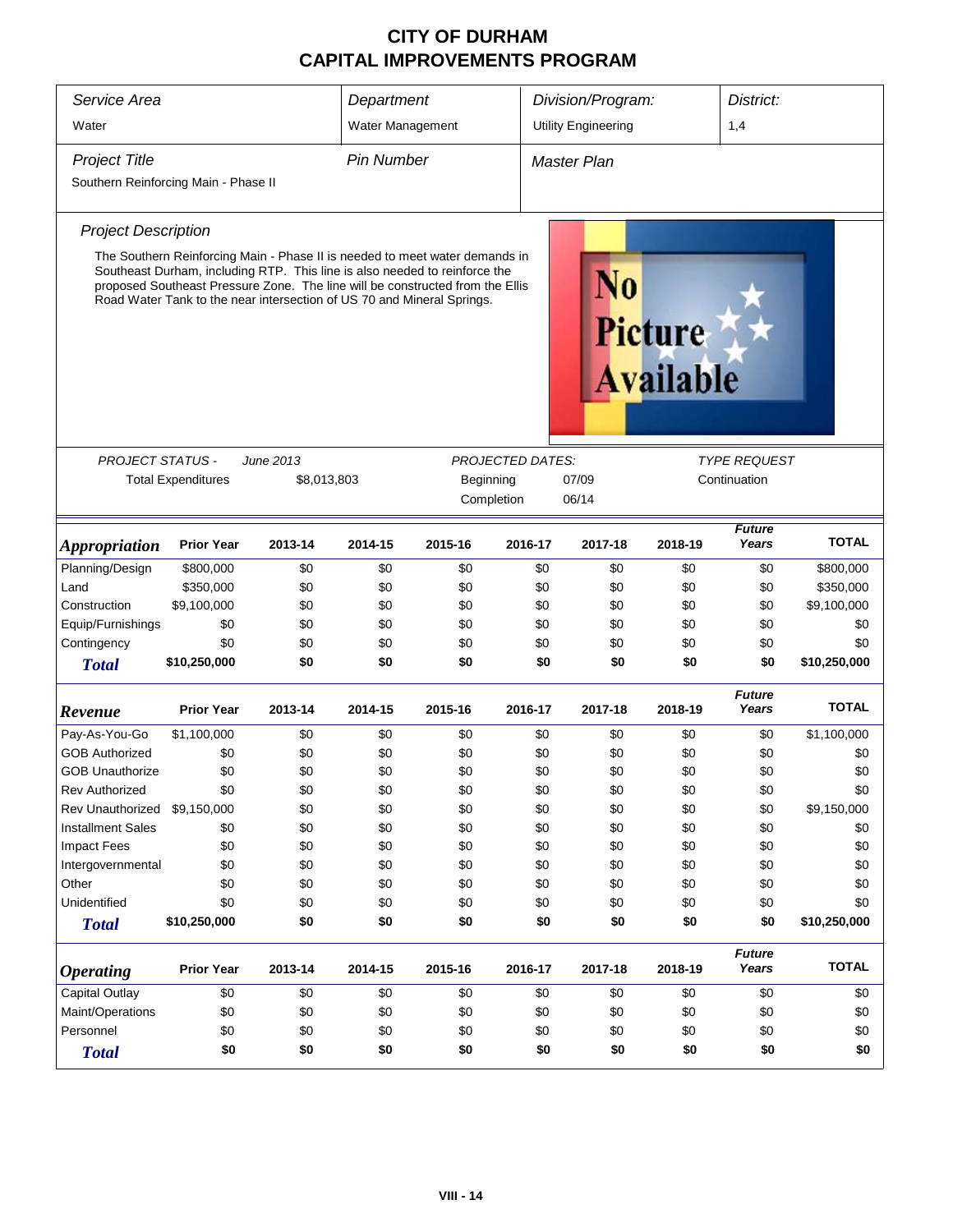# CITY OF DURHAM
# CAPITAL IMPROVEMENTS PROGRAM

| Service Area | Department | Division/Program: | District: |
|---|---|---|---|
| Water | Water Management | Utility Engineering | 1,4 |

| Project Title | Pin Number | Master Plan |
|---|---|---|
| Southern Reinforcing Main - Phase II | | |

### Project Description

The Southern Reinforcing Main - Phase II is needed to meet water demands in Southeast Durham, including RTP. This line is also needed to reinforce the proposed Southeast Pressure Zone. The line will be constructed from the Ellis Road Water Tank to the near intersection of US 70 and Mineral Springs.

No Picture Available

| PROJECT STATUS - | June 2013 | PROJECTED DATES: | | TYPE REQUEST |
|---|---|---|---|---|
| Total Expenditures | $8,013,803 | Beginning | 07/09 | Continuation |
| | | Completion | 06/14 | |

| Appropriation | Prior Year | 2013-14 | 2014-15 | 2015-16 | 2016-17 | 2017-18 | 2018-19 | Future Years | TOTAL |
|---|---|---|---|---|---|---|---|---|---|
| Planning/Design | $800,000 | $0 | $0 | $0 | $0 | $0 | $0 | $0 | $800,000 |
| Land | $350,000 | $0 | $0 | $0 | $0 | $0 | $0 | $0 | $350,000 |
| Construction | $9,100,000 | $0 | $0 | $0 | $0 | $0 | $0 | $0 | $9,100,000 |
| Equip/Furnishings | $0 | $0 | $0 | $0 | $0 | $0 | $0 | $0 | $0 |
| Contingency | $0 | $0 | $0 | $0 | $0 | $0 | $0 | $0 | $0 |
| **Total** | **$10,250,000** | **$0** | **$0** | **$0** | **$0** | **$0** | **$0** | **$0** | **$10,250,000** |

| Revenue | Prior Year | 2013-14 | 2014-15 | 2015-16 | 2016-17 | 2017-18 | 2018-19 | Future Years | TOTAL |
|---|---|---|---|---|---|---|---|---|---|
| Pay-As-You-Go | $1,100,000 | $0 | $0 | $0 | $0 | $0 | $0 | $0 | $1,100,000 |
| GOB Authorized | $0 | $0 | $0 | $0 | $0 | $0 | $0 | $0 | $0 |
| GOB Unauthorize | $0 | $0 | $0 | $0 | $0 | $0 | $0 | $0 | $0 |
| Rev Authorized | $0 | $0 | $0 | $0 | $0 | $0 | $0 | $0 | $0 |
| Rev Unauthorized | $9,150,000 | $0 | $0 | $0 | $0 | $0 | $0 | $0 | $9,150,000 |
| Installment Sales | $0 | $0 | $0 | $0 | $0 | $0 | $0 | $0 | $0 |
| Impact Fees | $0 | $0 | $0 | $0 | $0 | $0 | $0 | $0 | $0 |
| Intergovernmental | $0 | $0 | $0 | $0 | $0 | $0 | $0 | $0 | $0 |
| Other | $0 | $0 | $0 | $0 | $0 | $0 | $0 | $0 | $0 |
| Unidentified | $0 | $0 | $0 | $0 | $0 | $0 | $0 | $0 | $0 |
| **Total** | **$10,250,000** | **$0** | **$0** | **$0** | **$0** | **$0** | **$0** | **$0** | **$10,250,000** |

| Operating | Prior Year | 2013-14 | 2014-15 | 2015-16 | 2016-17 | 2017-18 | 2018-19 | Future Years | TOTAL |
|---|---|---|---|---|---|---|---|---|---|
| Capital Outlay | $0 | $0 | $0 | $0 | $0 | $0 | $0 | $0 | $0 |
| Maint/Operations | $0 | $0 | $0 | $0 | $0 | $0 | $0 | $0 | $0 |
| Personnel | $0 | $0 | $0 | $0 | $0 | $0 | $0 | $0 | $0 |
| **Total** | **$0** | **$0** | **$0** | **$0** | **$0** | **$0** | **$0** | **$0** | **$0** |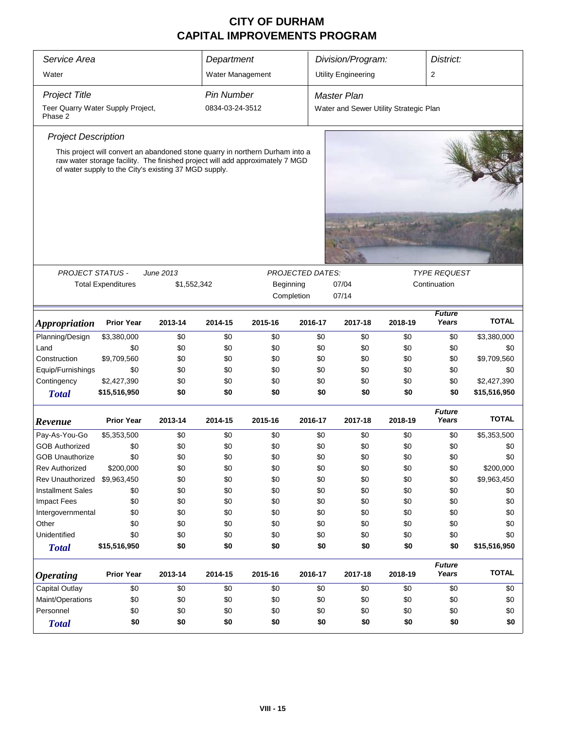# CITY OF DURHAM
## CAPITAL IMPROVEMENTS PROGRAM

| *Service Area* | *Department* | *Division/Program:* | *District:* |
|---|---|---|---|
| Water | Water Management | Utility Engineering | 2 |

| *Project Title* | *Pin Number* | *Master Plan* |
|---|---|---|
| Teer Quarry Water Supply Project, Phase 2 | 0834-03-24-3512 | Water and Sewer Utility Strategic Plan |

### *Project Description*

This project will convert an abandoned stone quarry in northern Durham into a raw water storage facility. The finished project will add approximately 7 MGD of water supply to the City's existing 37 MGD supply.

| *PROJECT STATUS -* | *June 2013* | *PROJECTED DATES:* | | *TYPE REQUEST* |
|---|---|---|---|---|
| Total Expenditures | $1,552,342 | Beginning | 07/04 | Continuation |
| | | Completion | 07/14 | |

| *Appropriation* | Prior Year | 2013-14 | 2014-15 | 2015-16 | 2016-17 | 2017-18 | 2018-19 | Future Years | TOTAL |
|---|---|---|---|---|---|---|---|---|---|
| Planning/Design | $3,380,000 | $0 | $0 | $0 | $0 | $0 | $0 | $0 | $3,380,000 |
| Land | $0 | $0 | $0 | $0 | $0 | $0 | $0 | $0 | $0 |
| Construction | $9,709,560 | $0 | $0 | $0 | $0 | $0 | $0 | $0 | $9,709,560 |
| Equip/Furnishings | $0 | $0 | $0 | $0 | $0 | $0 | $0 | $0 | $0 |
| Contingency | $2,427,390 | $0 | $0 | $0 | $0 | $0 | $0 | $0 | $2,427,390 |
| ***Total*** | **$15,516,950** | **$0** | **$0** | **$0** | **$0** | **$0** | **$0** | **$0** | **$15,516,950** |

| *Revenue* | Prior Year | 2013-14 | 2014-15 | 2015-16 | 2016-17 | 2017-18 | 2018-19 | Future Years | TOTAL |
|---|---|---|---|---|---|---|---|---|---|
| Pay-As-You-Go | $5,353,500 | $0 | $0 | $0 | $0 | $0 | $0 | $0 | $5,353,500 |
| GOB Authorized | $0 | $0 | $0 | $0 | $0 | $0 | $0 | $0 | $0 |
| GOB Unauthorize | $0 | $0 | $0 | $0 | $0 | $0 | $0 | $0 | $0 |
| Rev Authorized | $200,000 | $0 | $0 | $0 | $0 | $0 | $0 | $0 | $200,000 |
| Rev Unauthorized | $9,963,450 | $0 | $0 | $0 | $0 | $0 | $0 | $0 | $9,963,450 |
| Installment Sales | $0 | $0 | $0 | $0 | $0 | $0 | $0 | $0 | $0 |
| Impact Fees | $0 | $0 | $0 | $0 | $0 | $0 | $0 | $0 | $0 |
| Intergovernmental | $0 | $0 | $0 | $0 | $0 | $0 | $0 | $0 | $0 |
| Other | $0 | $0 | $0 | $0 | $0 | $0 | $0 | $0 | $0 |
| Unidentified | $0 | $0 | $0 | $0 | $0 | $0 | $0 | $0 | $0 |
| ***Total*** | **$15,516,950** | **$0** | **$0** | **$0** | **$0** | **$0** | **$0** | **$0** | **$15,516,950** |

| *Operating* | Prior Year | 2013-14 | 2014-15 | 2015-16 | 2016-17 | 2017-18 | 2018-19 | Future Years | TOTAL |
|---|---|---|---|---|---|---|---|---|---|
| Capital Outlay | $0 | $0 | $0 | $0 | $0 | $0 | $0 | $0 | $0 |
| Maint/Operations | $0 | $0 | $0 | $0 | $0 | $0 | $0 | $0 | $0 |
| Personnel | $0 | $0 | $0 | $0 | $0 | $0 | $0 | $0 | $0 |
| ***Total*** | **$0** | **$0** | **$0** | **$0** | **$0** | **$0** | **$0** | **$0** | **$0** |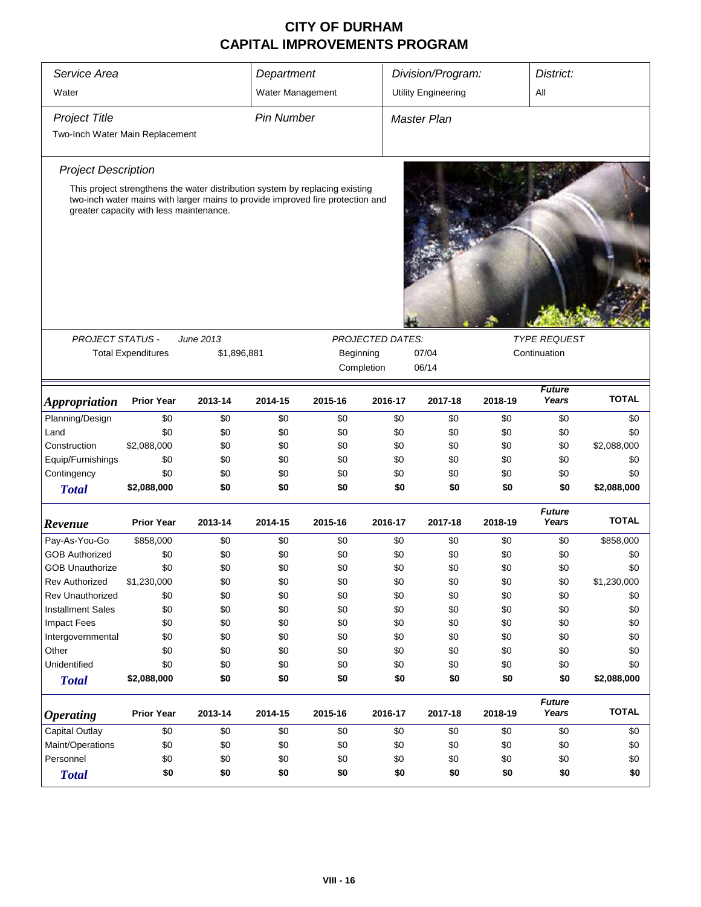# CITY OF DURHAM
# CAPITAL IMPROVEMENTS PROGRAM

| *Service Area* | *Department* | *Division/Program:* | *District:* |
|---|---|---|---|
| Water | Water Management | Utility Engineering | All |

| *Project Title* | *Pin Number* | *Master Plan* |
|---|---|---|
| Two-Inch Water Main Replacement | | |

### *Project Description*

This project strengthens the water distribution system by replacing existing two-inch water mains with larger mains to provide improved fire protection and greater capacity with less maintenance.

| *PROJECT STATUS -* | *June 2013* | *PROJECTED DATES:* | | *TYPE REQUEST* |
|---|---|---|---|---|
| Total Expenditures | $1,896,881 | Beginning | 07/04 | Continuation |
| | | Completion | 06/14 | |

| *Appropriation* | Prior Year | 2013-14 | 2014-15 | 2015-16 | 2016-17 | 2017-18 | 2018-19 | *Future Years* | TOTAL |
|---|---|---|---|---|---|---|---|---|---|
| Planning/Design | $0 | $0 | $0 | $0 | $0 | $0 | $0 | $0 | $0 |
| Land | $0 | $0 | $0 | $0 | $0 | $0 | $0 | $0 | $0 |
| Construction | $2,088,000 | $0 | $0 | $0 | $0 | $0 | $0 | $0 | $2,088,000 |
| Equip/Furnishings | $0 | $0 | $0 | $0 | $0 | $0 | $0 | $0 | $0 |
| Contingency | $0 | $0 | $0 | $0 | $0 | $0 | $0 | $0 | $0 |
| ***Total*** | **$2,088,000** | **$0** | **$0** | **$0** | **$0** | **$0** | **$0** | **$0** | **$2,088,000** |

| *Revenue* | Prior Year | 2013-14 | 2014-15 | 2015-16 | 2016-17 | 2017-18 | 2018-19 | *Future Years* | TOTAL |
|---|---|---|---|---|---|---|---|---|---|
| Pay-As-You-Go | $858,000 | $0 | $0 | $0 | $0 | $0 | $0 | $0 | $858,000 |
| GOB Authorized | $0 | $0 | $0 | $0 | $0 | $0 | $0 | $0 | $0 |
| GOB Unauthorize | $0 | $0 | $0 | $0 | $0 | $0 | $0 | $0 | $0 |
| Rev Authorized | $1,230,000 | $0 | $0 | $0 | $0 | $0 | $0 | $0 | $1,230,000 |
| Rev Unauthorized | $0 | $0 | $0 | $0 | $0 | $0 | $0 | $0 | $0 |
| Installment Sales | $0 | $0 | $0 | $0 | $0 | $0 | $0 | $0 | $0 |
| Impact Fees | $0 | $0 | $0 | $0 | $0 | $0 | $0 | $0 | $0 |
| Intergovernmental | $0 | $0 | $0 | $0 | $0 | $0 | $0 | $0 | $0 |
| Other | $0 | $0 | $0 | $0 | $0 | $0 | $0 | $0 | $0 |
| Unidentified | $0 | $0 | $0 | $0 | $0 | $0 | $0 | $0 | $0 |
| ***Total*** | **$2,088,000** | **$0** | **$0** | **$0** | **$0** | **$0** | **$0** | **$0** | **$2,088,000** |

| *Operating* | Prior Year | 2013-14 | 2014-15 | 2015-16 | 2016-17 | 2017-18 | 2018-19 | *Future Years* | TOTAL |
|---|---|---|---|---|---|---|---|---|---|
| Capital Outlay | $0 | $0 | $0 | $0 | $0 | $0 | $0 | $0 | $0 |
| Maint/Operations | $0 | $0 | $0 | $0 | $0 | $0 | $0 | $0 | $0 |
| Personnel | $0 | $0 | $0 | $0 | $0 | $0 | $0 | $0 | $0 |
| ***Total*** | **$0** | **$0** | **$0** | **$0** | **$0** | **$0** | **$0** | **$0** | **$0** |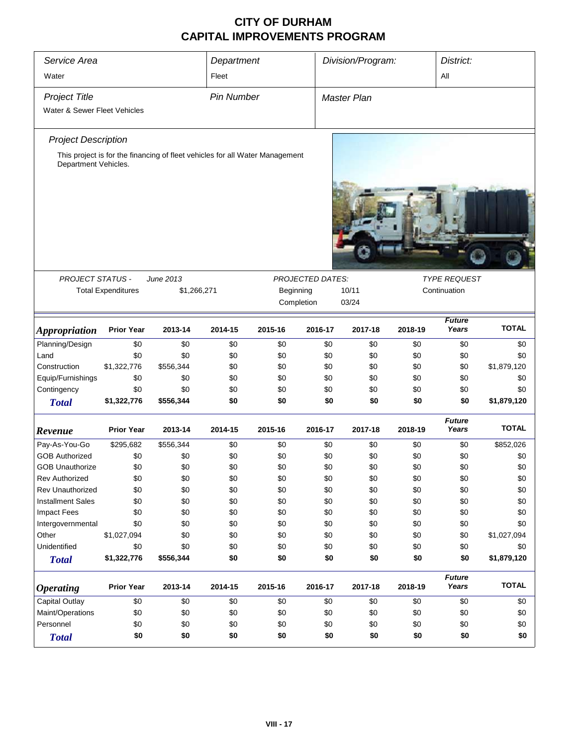# CITY OF DURHAM
# CAPITAL IMPROVEMENTS PROGRAM

| *Service Area* | *Department* | *Division/Program:* | *District:* |
|---|---|---|---|
| Water | Fleet | | All |
| *Project Title* | *Pin Number* | *Master Plan* | |
| Water & Sewer Fleet Vehicles | | | |

*Project Description*

This project is for the financing of fleet vehicles for all Water Management Department Vehicles.

| *PROJECT STATUS -* | *June 2013* | *PROJECTED DATES:* | | *TYPE REQUEST* |
|---|---|---|---|---|
| Total Expenditures | $1,266,271 | Beginning | 10/11 | Continuation |
| | | Completion | 03/24 | |

| *Appropriation* | Prior Year | 2013-14 | 2014-15 | 2015-16 | 2016-17 | 2017-18 | 2018-19 | *Future Years* | TOTAL |
|---|---|---|---|---|---|---|---|---|---|
| Planning/Design | $0 | $0 | $0 | $0 | $0 | $0 | $0 | $0 | $0 |
| Land | $0 | $0 | $0 | $0 | $0 | $0 | $0 | $0 | $0 |
| Construction | $1,322,776 | $556,344 | $0 | $0 | $0 | $0 | $0 | $0 | $1,879,120 |
| Equip/Furnishings | $0 | $0 | $0 | $0 | $0 | $0 | $0 | $0 | $0 |
| Contingency | $0 | $0 | $0 | $0 | $0 | $0 | $0 | $0 | $0 |
| ***Total*** | **$1,322,776** | **$556,344** | **$0** | **$0** | **$0** | **$0** | **$0** | **$0** | **$1,879,120** |

| *Revenue* | Prior Year | 2013-14 | 2014-15 | 2015-16 | 2016-17 | 2017-18 | 2018-19 | *Future Years* | TOTAL |
|---|---|---|---|---|---|---|---|---|---|
| Pay-As-You-Go | $295,682 | $556,344 | $0 | $0 | $0 | $0 | $0 | $0 | $852,026 |
| GOB Authorized | $0 | $0 | $0 | $0 | $0 | $0 | $0 | $0 | $0 |
| GOB Unauthorize | $0 | $0 | $0 | $0 | $0 | $0 | $0 | $0 | $0 |
| Rev Authorized | $0 | $0 | $0 | $0 | $0 | $0 | $0 | $0 | $0 |
| Rev Unauthorized | $0 | $0 | $0 | $0 | $0 | $0 | $0 | $0 | $0 |
| Installment Sales | $0 | $0 | $0 | $0 | $0 | $0 | $0 | $0 | $0 |
| Impact Fees | $0 | $0 | $0 | $0 | $0 | $0 | $0 | $0 | $0 |
| Intergovernmental | $0 | $0 | $0 | $0 | $0 | $0 | $0 | $0 | $0 |
| Other | $1,027,094 | $0 | $0 | $0 | $0 | $0 | $0 | $0 | $1,027,094 |
| Unidentified | $0 | $0 | $0 | $0 | $0 | $0 | $0 | $0 | $0 |
| ***Total*** | **$1,322,776** | **$556,344** | **$0** | **$0** | **$0** | **$0** | **$0** | **$0** | **$1,879,120** |

| *Operating* | Prior Year | 2013-14 | 2014-15 | 2015-16 | 2016-17 | 2017-18 | 2018-19 | *Future Years* | TOTAL |
|---|---|---|---|---|---|---|---|---|---|
| Capital Outlay | $0 | $0 | $0 | $0 | $0 | $0 | $0 | $0 | $0 |
| Maint/Operations | $0 | $0 | $0 | $0 | $0 | $0 | $0 | $0 | $0 |
| Personnel | $0 | $0 | $0 | $0 | $0 | $0 | $0 | $0 | $0 |
| ***Total*** | **$0** | **$0** | **$0** | **$0** | **$0** | **$0** | **$0** | **$0** | **$0** |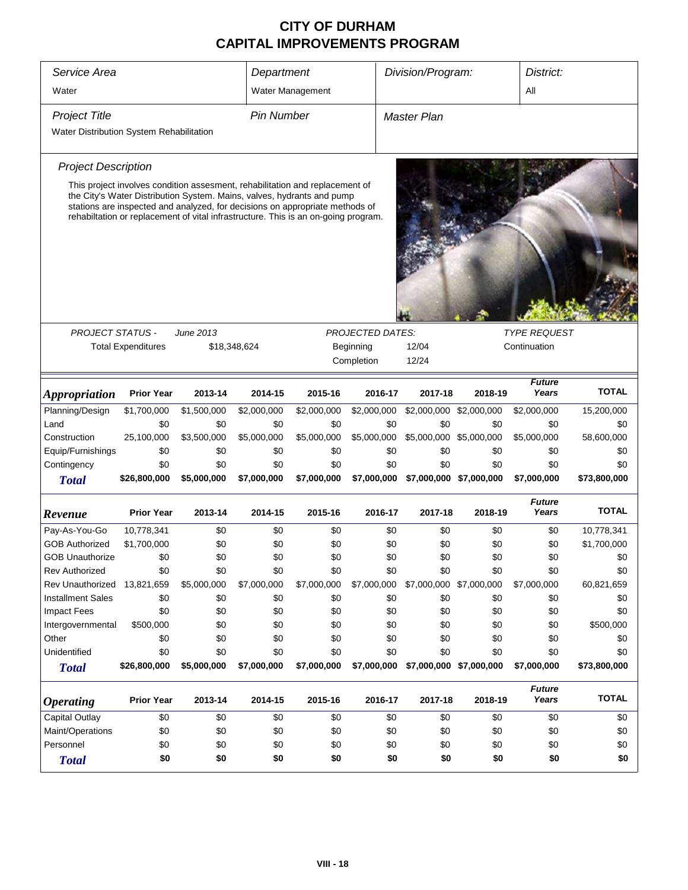# CITY OF DURHAM
# CAPITAL IMPROVEMENTS PROGRAM

| *Service Area* | *Department* | *Division/Program:* | *District:* |
|---|---|---|---|
| Water | Water Management | | All |

| *Project Title* | *Pin Number* | *Master Plan* |
|---|---|---|
| Water Distribution System Rehabilitation | | |

*Project Description*

This project involves condition assesment, rehabilitation and replacement of the City's Water Distribution System. Mains, valves, hydrants and pump stations are inspected and analyzed, for decisions on appropriate methods of rehabiltation or replacement of vital infrastructure. This is an on-going program.

| *PROJECT STATUS -* | *June 2013* | *PROJECTED DATES:* | | *TYPE REQUEST* |
|---|---|---|---|---|
| Total Expenditures | $18,348,624 | Beginning | 12/04 | Continuation |
| | | Completion | 12/24 | |

| *Appropriation* | Prior Year | 2013-14 | 2014-15 | 2015-16 | 2016-17 | 2017-18 | 2018-19 | *Future Years* | TOTAL |
|---|---|---|---|---|---|---|---|---|---|
| Planning/Design | $1,700,000 | $1,500,000 | $2,000,000 | $2,000,000 | $2,000,000 | $2,000,000 | $2,000,000 | $2,000,000 | 15,200,000 |
| Land | $0 | $0 | $0 | $0 | $0 | $0 | $0 | $0 | $0 |
| Construction | 25,100,000 | $3,500,000 | $5,000,000 | $5,000,000 | $5,000,000 | $5,000,000 | $5,000,000 | $5,000,000 | 58,600,000 |
| Equip/Furnishings | $0 | $0 | $0 | $0 | $0 | $0 | $0 | $0 | $0 |
| Contingency | $0 | $0 | $0 | $0 | $0 | $0 | $0 | $0 | $0 |
| ***Total*** | **$26,800,000** | **$5,000,000** | **$7,000,000** | **$7,000,000** | **$7,000,000** | **$7,000,000** | **$7,000,000** | **$7,000,000** | **$73,800,000** |

| *Revenue* | Prior Year | 2013-14 | 2014-15 | 2015-16 | 2016-17 | 2017-18 | 2018-19 | *Future Years* | TOTAL |
|---|---|---|---|---|---|---|---|---|---|
| Pay-As-You-Go | 10,778,341 | $0 | $0 | $0 | $0 | $0 | $0 | $0 | 10,778,341 |
| GOB Authorized | $1,700,000 | $0 | $0 | $0 | $0 | $0 | $0 | $0 | $1,700,000 |
| GOB Unauthorize | $0 | $0 | $0 | $0 | $0 | $0 | $0 | $0 | $0 |
| Rev Authorized | $0 | $0 | $0 | $0 | $0 | $0 | $0 | $0 | $0 |
| Rev Unauthorized | 13,821,659 | $5,000,000 | $7,000,000 | $7,000,000 | $7,000,000 | $7,000,000 | $7,000,000 | $7,000,000 | 60,821,659 |
| Installment Sales | $0 | $0 | $0 | $0 | $0 | $0 | $0 | $0 | $0 |
| Impact Fees | $0 | $0 | $0 | $0 | $0 | $0 | $0 | $0 | $0 |
| Intergovernmental | $500,000 | $0 | $0 | $0 | $0 | $0 | $0 | $0 | $500,000 |
| Other | $0 | $0 | $0 | $0 | $0 | $0 | $0 | $0 | $0 |
| Unidentified | $0 | $0 | $0 | $0 | $0 | $0 | $0 | $0 | $0 |
| ***Total*** | **$26,800,000** | **$5,000,000** | **$7,000,000** | **$7,000,000** | **$7,000,000** | **$7,000,000** | **$7,000,000** | **$7,000,000** | **$73,800,000** |

| *Operating* | Prior Year | 2013-14 | 2014-15 | 2015-16 | 2016-17 | 2017-18 | 2018-19 | *Future Years* | TOTAL |
|---|---|---|---|---|---|---|---|---|---|
| Capital Outlay | $0 | $0 | $0 | $0 | $0 | $0 | $0 | $0 | $0 |
| Maint/Operations | $0 | $0 | $0 | $0 | $0 | $0 | $0 | $0 | $0 |
| Personnel | $0 | $0 | $0 | $0 | $0 | $0 | $0 | $0 | $0 |
| ***Total*** | **$0** | **$0** | **$0** | **$0** | **$0** | **$0** | **$0** | **$0** | **$0** |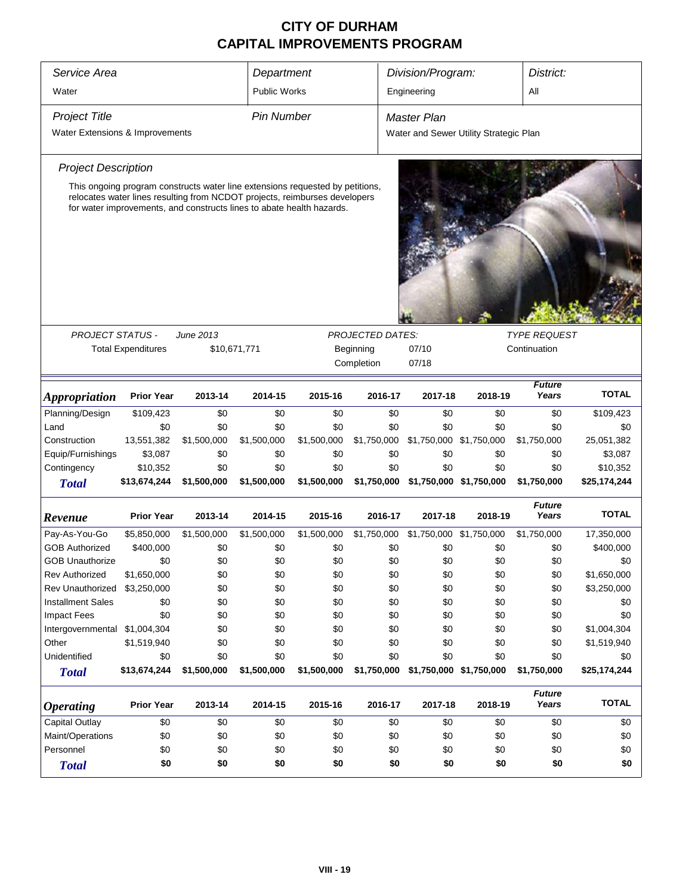# CITY OF DURHAM
## CAPITAL IMPROVEMENTS PROGRAM

| *Service Area* | *Department* | *Division/Program:* | *District:* |
|---|---|---|---|
| Water | Public Works | Engineering | All |

| *Project Title* | *Pin Number* | *Master Plan* |
|---|---|---|
| Water Extensions & Improvements | | Water and Sewer Utility Strategic Plan |

*Project Description*

This ongoing program constructs water line extensions requested by petitions, relocates water lines resulting from NCDOT projects, reimburses developers for water improvements, and constructs lines to abate health hazards.

| *PROJECT STATUS -* | *June 2013* | *PROJECTED DATES:* | | *TYPE REQUEST* |
|---|---|---|---|---|
| Total Expenditures | $10,671,771 | Beginning | 07/10 | Continuation |
| | | Completion | 07/18 | |

| ***Appropriation*** | **Prior Year** | **2013-14** | **2014-15** | **2015-16** | **2016-17** | **2017-18** | **2018-19** | ***Future Years*** | **TOTAL** |
|---|---|---|---|---|---|---|---|---|---|
| Planning/Design | $109,423 | $0 | $0 | $0 | $0 | $0 | $0 | $0 | $109,423 |
| Land | $0 | $0 | $0 | $0 | $0 | $0 | $0 | $0 | $0 |
| Construction | 13,551,382 | $1,500,000 | $1,500,000 | $1,500,000 | $1,750,000 | $1,750,000 | $1,750,000 | $1,750,000 | 25,051,382 |
| Equip/Furnishings | $3,087 | $0 | $0 | $0 | $0 | $0 | $0 | $0 | $3,087 |
| Contingency | $10,352 | $0 | $0 | $0 | $0 | $0 | $0 | $0 | $10,352 |
| ***Total*** | **$13,674,244** | **$1,500,000** | **$1,500,000** | **$1,500,000** | **$1,750,000** | **$1,750,000** | **$1,750,000** | **$1,750,000** | **$25,174,244** |

| ***Revenue*** | **Prior Year** | **2013-14** | **2014-15** | **2015-16** | **2016-17** | **2017-18** | **2018-19** | ***Future Years*** | **TOTAL** |
|---|---|---|---|---|---|---|---|---|---|
| Pay-As-You-Go | $5,850,000 | $1,500,000 | $1,500,000 | $1,500,000 | $1,750,000 | $1,750,000 | $1,750,000 | $1,750,000 | 17,350,000 |
| GOB Authorized | $400,000 | $0 | $0 | $0 | $0 | $0 | $0 | $0 | $400,000 |
| GOB Unauthorize | $0 | $0 | $0 | $0 | $0 | $0 | $0 | $0 | $0 |
| Rev Authorized | $1,650,000 | $0 | $0 | $0 | $0 | $0 | $0 | $0 | $1,650,000 |
| Rev Unauthorized | $3,250,000 | $0 | $0 | $0 | $0 | $0 | $0 | $0 | $3,250,000 |
| Installment Sales | $0 | $0 | $0 | $0 | $0 | $0 | $0 | $0 | $0 |
| Impact Fees | $0 | $0 | $0 | $0 | $0 | $0 | $0 | $0 | $0 |
| Intergovernmental | $1,004,304 | $0 | $0 | $0 | $0 | $0 | $0 | $0 | $1,004,304 |
| Other | $1,519,940 | $0 | $0 | $0 | $0 | $0 | $0 | $0 | $1,519,940 |
| Unidentified | $0 | $0 | $0 | $0 | $0 | $0 | $0 | $0 | $0 |
| ***Total*** | **$13,674,244** | **$1,500,000** | **$1,500,000** | **$1,500,000** | **$1,750,000** | **$1,750,000** | **$1,750,000** | **$1,750,000** | **$25,174,244** |

| ***Operating*** | **Prior Year** | **2013-14** | **2014-15** | **2015-16** | **2016-17** | **2017-18** | **2018-19** | ***Future Years*** | **TOTAL** |
|---|---|---|---|---|---|---|---|---|---|
| Capital Outlay | $0 | $0 | $0 | $0 | $0 | $0 | $0 | $0 | $0 |
| Maint/Operations | $0 | $0 | $0 | $0 | $0 | $0 | $0 | $0 | $0 |
| Personnel | $0 | $0 | $0 | $0 | $0 | $0 | $0 | $0 | $0 |
| ***Total*** | **$0** | **$0** | **$0** | **$0** | **$0** | **$0** | **$0** | **$0** | **$0** |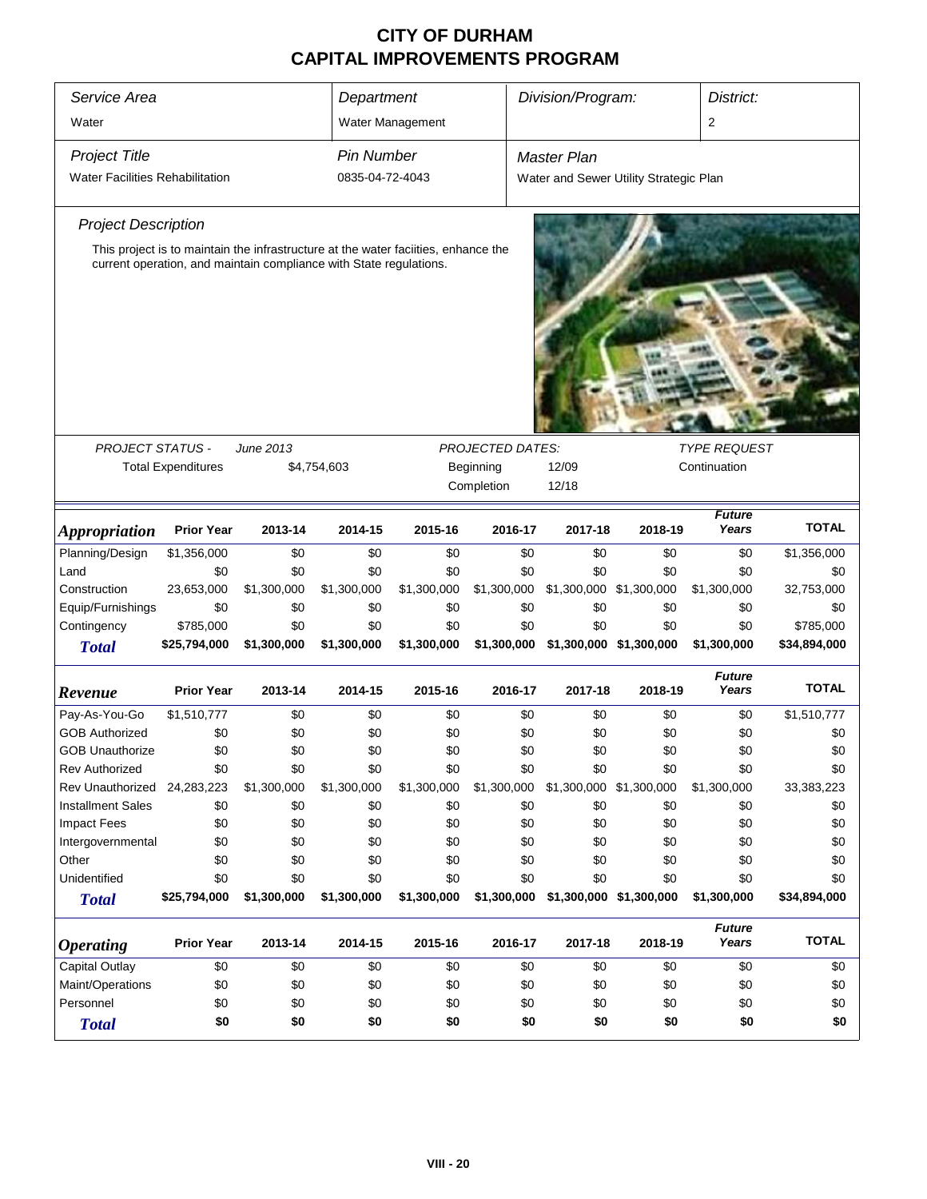# CITY OF DURHAM
# CAPITAL IMPROVEMENTS PROGRAM

| *Service Area* | *Department* | *Division/Program:* | *District:* |
|---|---|---|---|
| Water | Water Management | | 2 |

| *Project Title* | *Pin Number* | *Master Plan* |
|---|---|---|
| Water Facilities Rehabilitation | 0835-04-72-4043 | Water and Sewer Utility Strategic Plan |

### *Project Description*

This project is to maintain the infrastructure at the water faciities, enhance the current operation, and maintain compliance with State regulations.

| *PROJECT STATUS -* | *June 2013* | *PROJECTED DATES:* | | *TYPE REQUEST* |
|---|---|---|---|---|
| Total Expenditures | $4,754,603 | Beginning | 12/09 | Continuation |
| | | Completion | 12/18 | |

| *Appropriation* | Prior Year | 2013-14 | 2014-15 | 2015-16 | 2016-17 | 2017-18 | 2018-19 | *Future Years* | TOTAL |
|---|---|---|---|---|---|---|---|---|---|
| Planning/Design | $1,356,000 | $0 | $0 | $0 | $0 | $0 | $0 | $0 | $1,356,000 |
| Land | $0 | $0 | $0 | $0 | $0 | $0 | $0 | $0 | $0 |
| Construction | 23,653,000 | $1,300,000 | $1,300,000 | $1,300,000 | $1,300,000 | $1,300,000 | $1,300,000 | $1,300,000 | 32,753,000 |
| Equip/Furnishings | $0 | $0 | $0 | $0 | $0 | $0 | $0 | $0 | $0 |
| Contingency | $785,000 | $0 | $0 | $0 | $0 | $0 | $0 | $0 | $785,000 |
| ***Total*** | **$25,794,000** | **$1,300,000** | **$1,300,000** | **$1,300,000** | **$1,300,000** | **$1,300,000** | **$1,300,000** | **$1,300,000** | **$34,894,000** |

| *Revenue* | Prior Year | 2013-14 | 2014-15 | 2015-16 | 2016-17 | 2017-18 | 2018-19 | *Future Years* | TOTAL |
|---|---|---|---|---|---|---|---|---|---|
| Pay-As-You-Go | $1,510,777 | $0 | $0 | $0 | $0 | $0 | $0 | $0 | $1,510,777 |
| GOB Authorized | $0 | $0 | $0 | $0 | $0 | $0 | $0 | $0 | $0 |
| GOB Unauthorize | $0 | $0 | $0 | $0 | $0 | $0 | $0 | $0 | $0 |
| Rev Authorized | $0 | $0 | $0 | $0 | $0 | $0 | $0 | $0 | $0 |
| Rev Unauthorized | 24,283,223 | $1,300,000 | $1,300,000 | $1,300,000 | $1,300,000 | $1,300,000 | $1,300,000 | $1,300,000 | 33,383,223 |
| Installment Sales | $0 | $0 | $0 | $0 | $0 | $0 | $0 | $0 | $0 |
| Impact Fees | $0 | $0 | $0 | $0 | $0 | $0 | $0 | $0 | $0 |
| Intergovernmental | $0 | $0 | $0 | $0 | $0 | $0 | $0 | $0 | $0 |
| Other | $0 | $0 | $0 | $0 | $0 | $0 | $0 | $0 | $0 |
| Unidentified | $0 | $0 | $0 | $0 | $0 | $0 | $0 | $0 | $0 |
| ***Total*** | **$25,794,000** | **$1,300,000** | **$1,300,000** | **$1,300,000** | **$1,300,000** | **$1,300,000** | **$1,300,000** | **$1,300,000** | **$34,894,000** |

| *Operating* | Prior Year | 2013-14 | 2014-15 | 2015-16 | 2016-17 | 2017-18 | 2018-19 | *Future Years* | TOTAL |
|---|---|---|---|---|---|---|---|---|---|
| Capital Outlay | $0 | $0 | $0 | $0 | $0 | $0 | $0 | $0 | $0 |
| Maint/Operations | $0 | $0 | $0 | $0 | $0 | $0 | $0 | $0 | $0 |
| Personnel | $0 | $0 | $0 | $0 | $0 | $0 | $0 | $0 | $0 |
| ***Total*** | **$0** | **$0** | **$0** | **$0** | **$0** | **$0** | **$0** | **$0** | **$0** |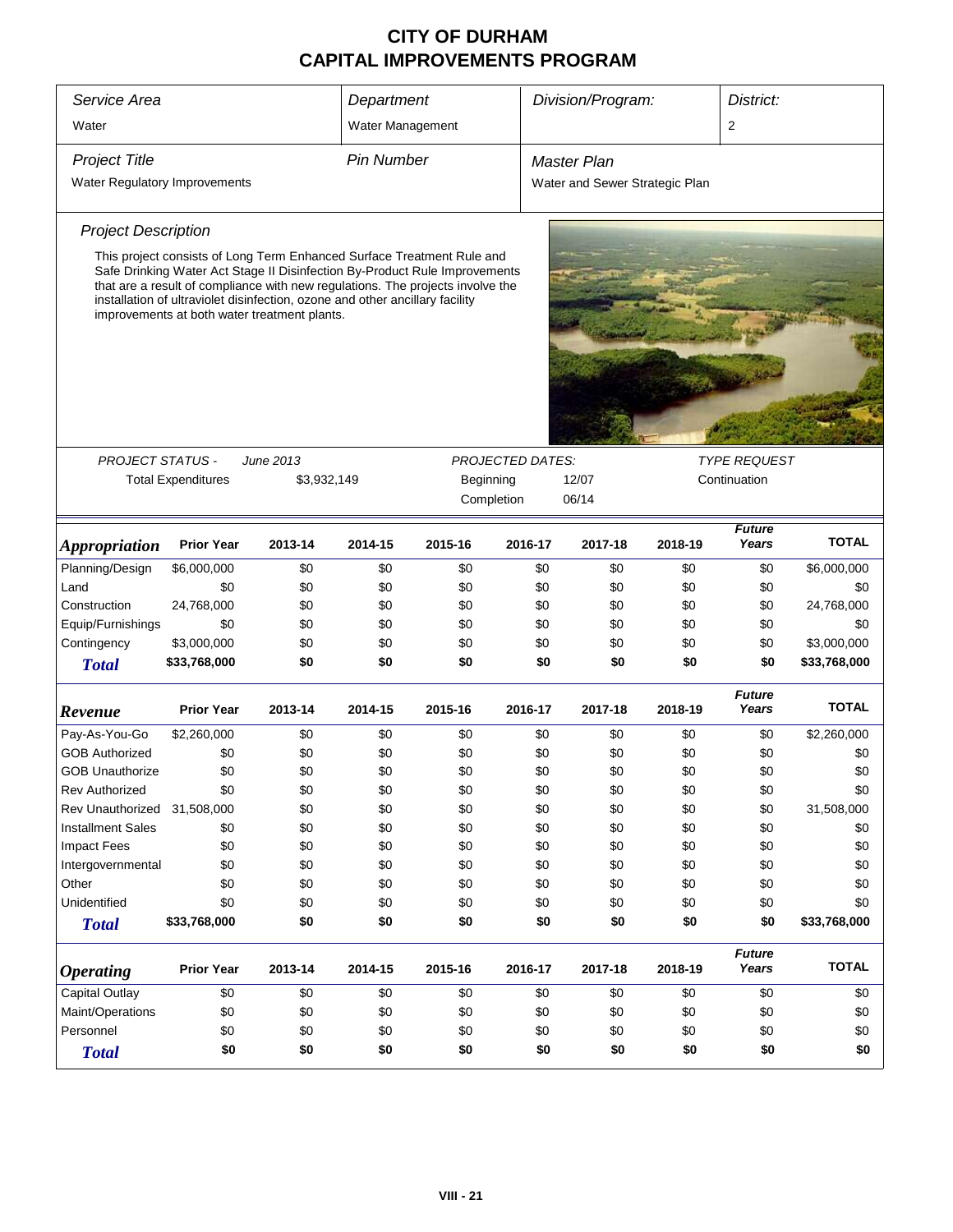# CITY OF DURHAM
# CAPITAL IMPROVEMENTS PROGRAM

| *Service Area* | *Department* | *Division/Program:* | *District:* |
|---|---|---|---|
| Water | Water Management | | 2 |

| *Project Title* | *Pin Number* | *Master Plan* |
|---|---|---|
| Water Regulatory Improvements | | Water and Sewer Strategic Plan |

*Project Description*

This project consists of Long Term Enhanced Surface Treatment Rule and Safe Drinking Water Act Stage II Disinfection By-Product Rule Improvements that are a result of compliance with new regulations. The projects involve the installation of ultraviolet disinfection, ozone and other ancillary facility improvements at both water treatment plants.

| *PROJECT STATUS -* | *June 2013* | *PROJECTED DATES:* | | *TYPE REQUEST* |
|---|---|---|---|---|
| Total Expenditures | $3,932,149 | Beginning | 12/07 | Continuation |
| | | Completion | 06/14 | |

| *Appropriation* | Prior Year | 2013-14 | 2014-15 | 2015-16 | 2016-17 | 2017-18 | 2018-19 | *Future Years* | TOTAL |
|---|---|---|---|---|---|---|---|---|---|
| Planning/Design | $6,000,000 | $0 | $0 | $0 | $0 | $0 | $0 | $0 | $6,000,000 |
| Land | $0 | $0 | $0 | $0 | $0 | $0 | $0 | $0 | $0 |
| Construction | 24,768,000 | $0 | $0 | $0 | $0 | $0 | $0 | $0 | 24,768,000 |
| Equip/Furnishings | $0 | $0 | $0 | $0 | $0 | $0 | $0 | $0 | $0 |
| Contingency | $3,000,000 | $0 | $0 | $0 | $0 | $0 | $0 | $0 | $3,000,000 |
| ***Total*** | **$33,768,000** | **$0** | **$0** | **$0** | **$0** | **$0** | **$0** | **$0** | **$33,768,000** |

| *Revenue* | Prior Year | 2013-14 | 2014-15 | 2015-16 | 2016-17 | 2017-18 | 2018-19 | *Future Years* | TOTAL |
|---|---|---|---|---|---|---|---|---|---|
| Pay-As-You-Go | $2,260,000 | $0 | $0 | $0 | $0 | $0 | $0 | $0 | $2,260,000 |
| GOB Authorized | $0 | $0 | $0 | $0 | $0 | $0 | $0 | $0 | $0 |
| GOB Unauthorize | $0 | $0 | $0 | $0 | $0 | $0 | $0 | $0 | $0 |
| Rev Authorized | $0 | $0 | $0 | $0 | $0 | $0 | $0 | $0 | $0 |
| Rev Unauthorized | 31,508,000 | $0 | $0 | $0 | $0 | $0 | $0 | $0 | 31,508,000 |
| Installment Sales | $0 | $0 | $0 | $0 | $0 | $0 | $0 | $0 | $0 |
| Impact Fees | $0 | $0 | $0 | $0 | $0 | $0 | $0 | $0 | $0 |
| Intergovernmental | $0 | $0 | $0 | $0 | $0 | $0 | $0 | $0 | $0 |
| Other | $0 | $0 | $0 | $0 | $0 | $0 | $0 | $0 | $0 |
| Unidentified | $0 | $0 | $0 | $0 | $0 | $0 | $0 | $0 | $0 |
| ***Total*** | **$33,768,000** | **$0** | **$0** | **$0** | **$0** | **$0** | **$0** | **$0** | **$33,768,000** |

| *Operating* | Prior Year | 2013-14 | 2014-15 | 2015-16 | 2016-17 | 2017-18 | 2018-19 | *Future Years* | TOTAL |
|---|---|---|---|---|---|---|---|---|---|
| Capital Outlay | $0 | $0 | $0 | $0 | $0 | $0 | $0 | $0 | $0 |
| Maint/Operations | $0 | $0 | $0 | $0 | $0 | $0 | $0 | $0 | $0 |
| Personnel | $0 | $0 | $0 | $0 | $0 | $0 | $0 | $0 | $0 |
| ***Total*** | **$0** | **$0** | **$0** | **$0** | **$0** | **$0** | **$0** | **$0** | **$0** |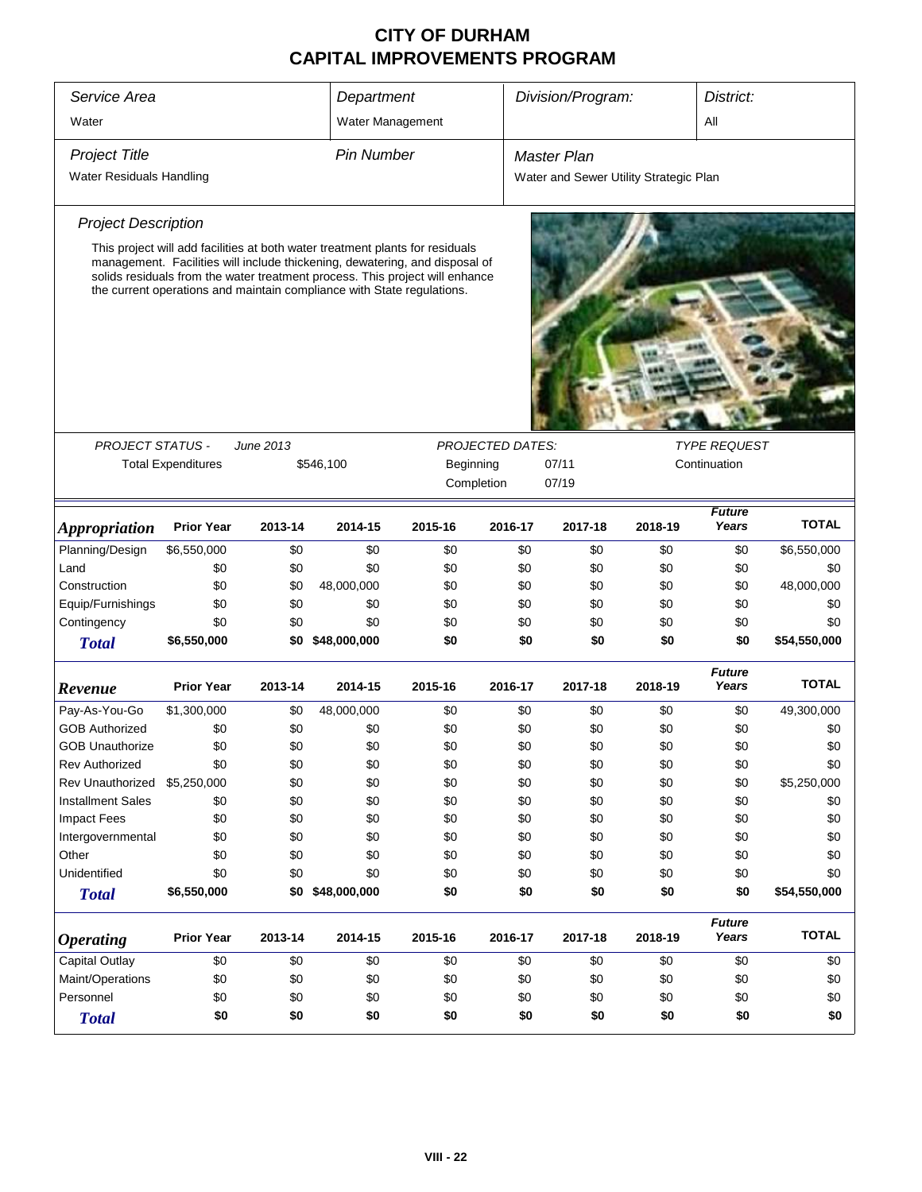# CITY OF DURHAM
# CAPITAL IMPROVEMENTS PROGRAM

| Service Area | Department | Division/Program: | District: |
|---|---|---|---|
| Water | Water Management | | All |

| Project Title | Pin Number | Master Plan |
|---|---|---|
| Water Residuals Handling | | Water and Sewer Utility Strategic Plan |

*Project Description*

This project will add facilities at both water treatment plants for residuals management. Facilities will include thickening, dewatering, and disposal of solids residuals from the water treatment process. This project will enhance the current operations and maintain compliance with State regulations.

| PROJECT STATUS - | June 2013 | PROJECTED DATES: | | TYPE REQUEST |
|---|---|---|---|---|
| Total Expenditures | $546,100 | Beginning | 07/11 | Continuation |
| | | Completion | 07/19 | |

| *Appropriation* | Prior Year | 2013-14 | 2014-15 | 2015-16 | 2016-17 | 2017-18 | 2018-19 | Future Years | TOTAL |
|---|---|---|---|---|---|---|---|---|---|
| Planning/Design | $6,550,000 | $0 | $0 | $0 | $0 | $0 | $0 | $0 | $6,550,000 |
| Land | $0 | $0 | $0 | $0 | $0 | $0 | $0 | $0 | $0 |
| Construction | $0 | $0 | 48,000,000 | $0 | $0 | $0 | $0 | $0 | 48,000,000 |
| Equip/Furnishings | $0 | $0 | $0 | $0 | $0 | $0 | $0 | $0 | $0 |
| Contingency | $0 | $0 | $0 | $0 | $0 | $0 | $0 | $0 | $0 |
| **Total** | **$6,550,000** | **$0** | **$48,000,000** | **$0** | **$0** | **$0** | **$0** | **$0** | **$54,550,000** |

| *Revenue* | Prior Year | 2013-14 | 2014-15 | 2015-16 | 2016-17 | 2017-18 | 2018-19 | Future Years | TOTAL |
|---|---|---|---|---|---|---|---|---|---|
| Pay-As-You-Go | $1,300,000 | $0 | 48,000,000 | $0 | $0 | $0 | $0 | $0 | 49,300,000 |
| GOB Authorized | $0 | $0 | $0 | $0 | $0 | $0 | $0 | $0 | $0 |
| GOB Unauthorize | $0 | $0 | $0 | $0 | $0 | $0 | $0 | $0 | $0 |
| Rev Authorized | $0 | $0 | $0 | $0 | $0 | $0 | $0 | $0 | $0 |
| Rev Unauthorized | $5,250,000 | $0 | $0 | $0 | $0 | $0 | $0 | $0 | $5,250,000 |
| Installment Sales | $0 | $0 | $0 | $0 | $0 | $0 | $0 | $0 | $0 |
| Impact Fees | $0 | $0 | $0 | $0 | $0 | $0 | $0 | $0 | $0 |
| Intergovernmental | $0 | $0 | $0 | $0 | $0 | $0 | $0 | $0 | $0 |
| Other | $0 | $0 | $0 | $0 | $0 | $0 | $0 | $0 | $0 |
| Unidentified | $0 | $0 | $0 | $0 | $0 | $0 | $0 | $0 | $0 |
| **Total** | **$6,550,000** | **$0** | **$48,000,000** | **$0** | **$0** | **$0** | **$0** | **$0** | **$54,550,000** |

| *Operating* | Prior Year | 2013-14 | 2014-15 | 2015-16 | 2016-17 | 2017-18 | 2018-19 | Future Years | TOTAL |
|---|---|---|---|---|---|---|---|---|---|
| Capital Outlay | $0 | $0 | $0 | $0 | $0 | $0 | $0 | $0 | $0 |
| Maint/Operations | $0 | $0 | $0 | $0 | $0 | $0 | $0 | $0 | $0 |
| Personnel | $0 | $0 | $0 | $0 | $0 | $0 | $0 | $0 | $0 |
| **Total** | **$0** | **$0** | **$0** | **$0** | **$0** | **$0** | **$0** | **$0** | **$0** |